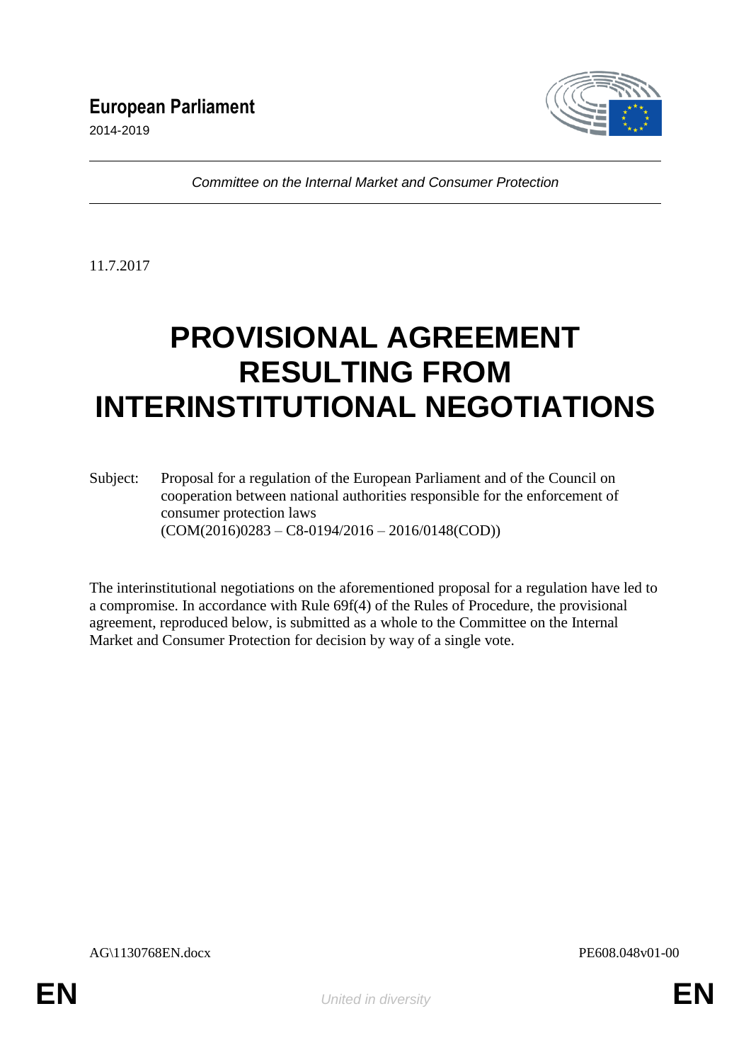**European Parliament**

2014-2019

*Committee on the Internal Market and Consumer Protection*

11.7.2017

# PROVISIONAL AGREEMENT RESULTING FROM INTERINSTITUTIONAL NEGOTIATIONS

Subject: Proposal for a regulation of the European Parliament and of the Council on cooperation between national authorities responsible for the enforcement of consumer protection laws
(COM(2016)0283 – C8-0194/2016 – 2016/0148(COD))

The interinstitutional negotiations on the aforementioned proposal for a regulation have led to a compromise. In accordance with Rule 69f(4) of the Rules of Procedure, the provisional agreement, reproduced below, is submitted as a whole to the Committee on the Internal Market and Consumer Protection for decision by way of a single vote.

AG\1130768EN.docx PE608.048v01-00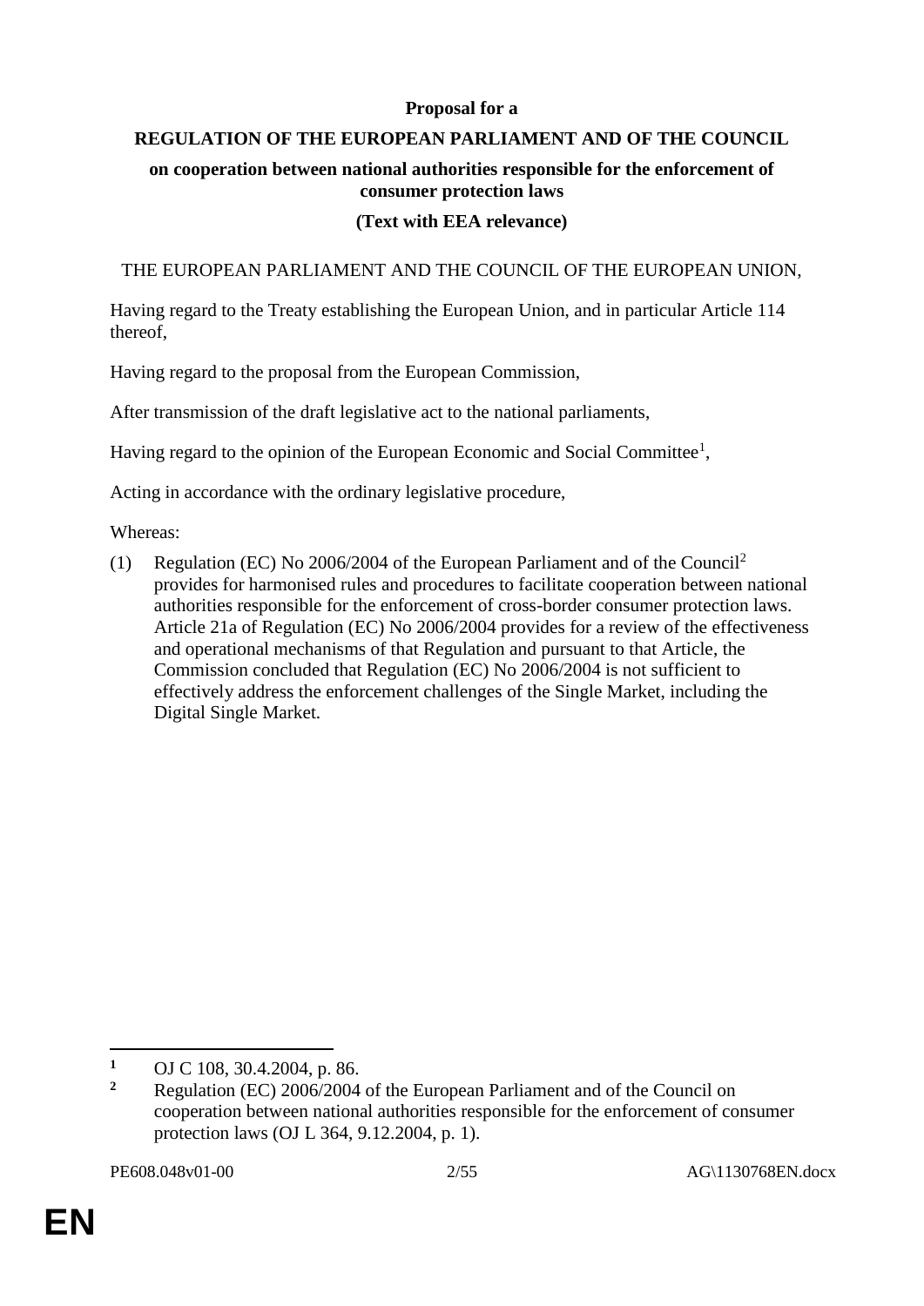**Proposal for a**

**REGULATION OF THE EUROPEAN PARLIAMENT AND OF THE COUNCIL**

**on cooperation between national authorities responsible for the enforcement of consumer protection laws**

**(Text with EEA relevance)**

THE EUROPEAN PARLIAMENT AND THE COUNCIL OF THE EUROPEAN UNION,

Having regard to the Treaty establishing the European Union, and in particular Article 114 thereof,

Having regard to the proposal from the European Commission,

After transmission of the draft legislative act to the national parliaments,

Having regard to the opinion of the European Economic and Social Committee[1],

Acting in accordance with the ordinary legislative procedure,

Whereas:

(1) Regulation (EC) No 2006/2004 of the European Parliament and of the Council[2] provides for harmonised rules and procedures to facilitate cooperation between national authorities responsible for the enforcement of cross-border consumer protection laws. Article 21a of Regulation (EC) No 2006/2004 provides for a review of the effectiveness and operational mechanisms of that Regulation and pursuant to that Article, the Commission concluded that Regulation (EC) No 2006/2004 is not sufficient to effectively address the enforcement challenges of the Single Market, including the Digital Single Market.

---

[1] OJ C 108, 30.4.2004, p. 86.

[2] Regulation (EC) 2006/2004 of the European Parliament and of the Council on cooperation between national authorities responsible for the enforcement of consumer protection laws (OJ L 364, 9.12.2004, p. 1).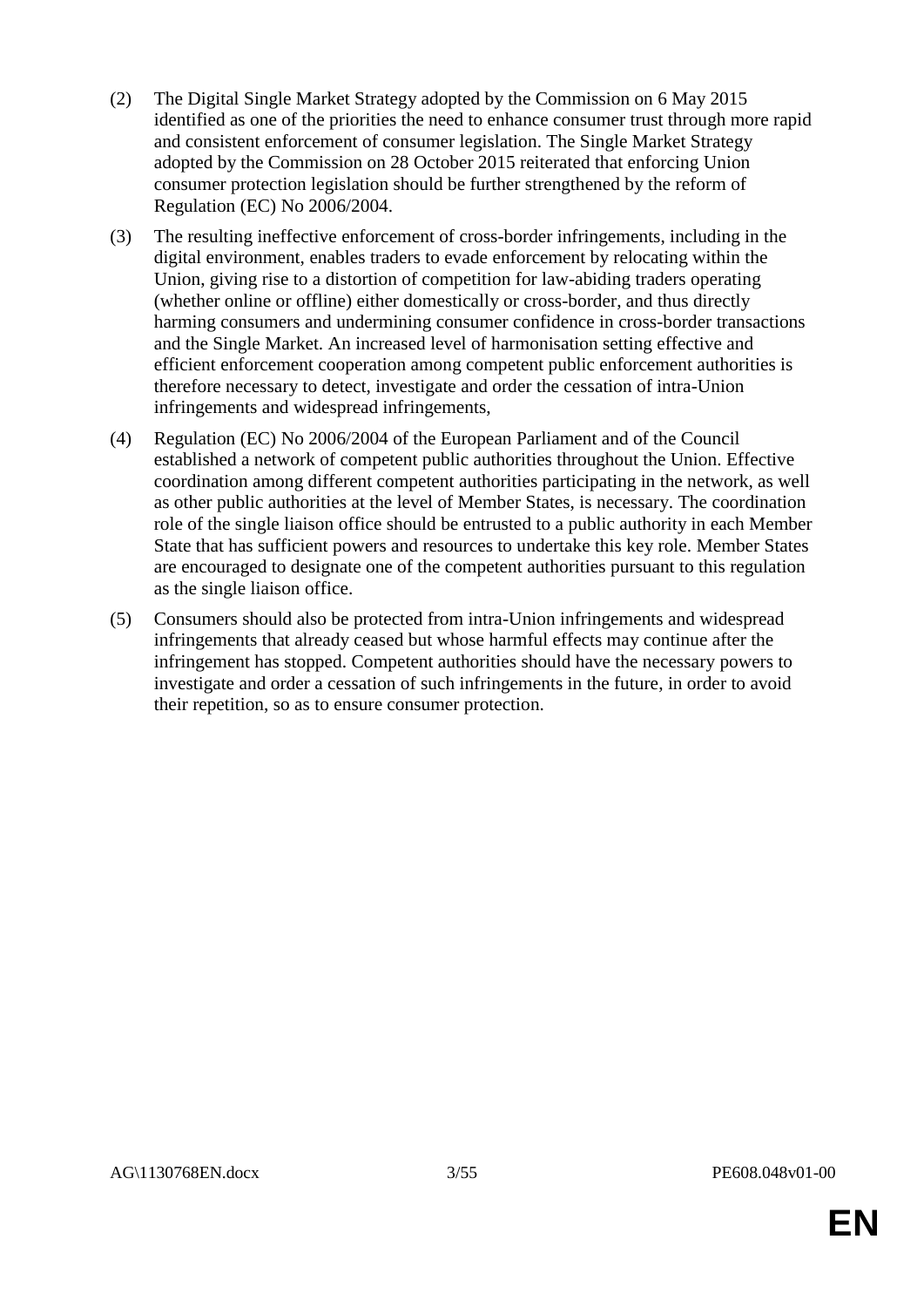(2) The Digital Single Market Strategy adopted by the Commission on 6 May 2015 identified as one of the priorities the need to enhance consumer trust through more rapid and consistent enforcement of consumer legislation. The Single Market Strategy adopted by the Commission on 28 October 2015 reiterated that enforcing Union consumer protection legislation should be further strengthened by the reform of Regulation (EC) No 2006/2004.

(3) The resulting ineffective enforcement of cross-border infringements, including in the digital environment, enables traders to evade enforcement by relocating within the Union, giving rise to a distortion of competition for law-abiding traders operating (whether online or offline) either domestically or cross-border, and thus directly harming consumers and undermining consumer confidence in cross-border transactions and the Single Market. An increased level of harmonisation setting effective and efficient enforcement cooperation among competent public enforcement authorities is therefore necessary to detect, investigate and order the cessation of intra-Union infringements and widespread infringements,

(4) Regulation (EC) No 2006/2004 of the European Parliament and of the Council established a network of competent public authorities throughout the Union. Effective coordination among different competent authorities participating in the network, as well as other public authorities at the level of Member States, is necessary. The coordination role of the single liaison office should be entrusted to a public authority in each Member State that has sufficient powers and resources to undertake this key role. Member States are encouraged to designate one of the competent authorities pursuant to this regulation as the single liaison office.

(5) Consumers should also be protected from intra-Union infringements and widespread infringements that already ceased but whose harmful effects may continue after the infringement has stopped. Competent authorities should have the necessary powers to investigate and order a cessation of such infringements in the future, in order to avoid their repetition, so as to ensure consumer protection.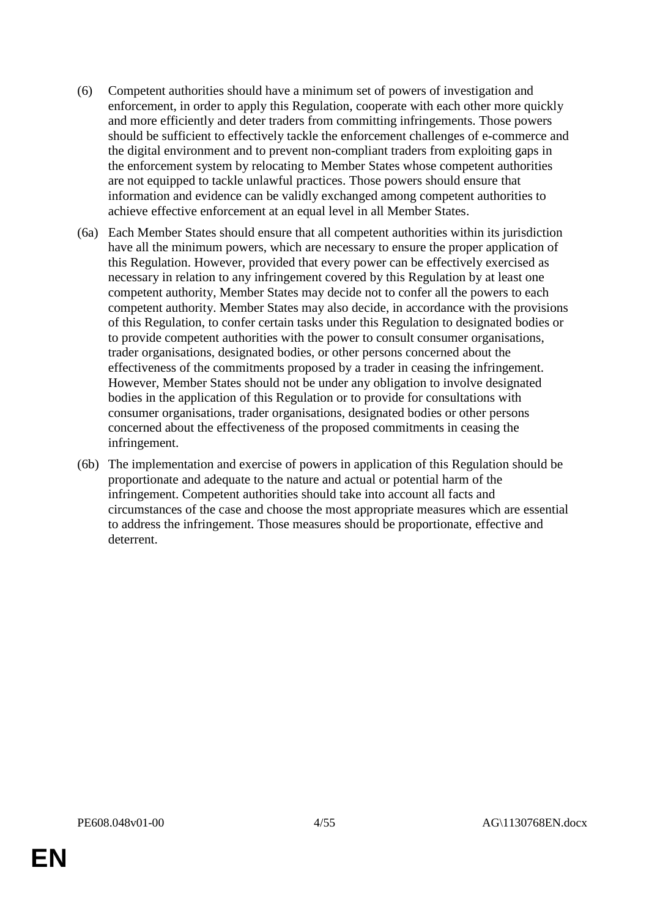(6) Competent authorities should have a minimum set of powers of investigation and enforcement, in order to apply this Regulation, cooperate with each other more quickly and more efficiently and deter traders from committing infringements. Those powers should be sufficient to effectively tackle the enforcement challenges of e-commerce and the digital environment and to prevent non-compliant traders from exploiting gaps in the enforcement system by relocating to Member States whose competent authorities are not equipped to tackle unlawful practices. Those powers should ensure that information and evidence can be validly exchanged among competent authorities to achieve effective enforcement at an equal level in all Member States.

(6a) Each Member States should ensure that all competent authorities within its jurisdiction have all the minimum powers, which are necessary to ensure the proper application of this Regulation. However, provided that every power can be effectively exercised as necessary in relation to any infringement covered by this Regulation by at least one competent authority, Member States may decide not to confer all the powers to each competent authority. Member States may also decide, in accordance with the provisions of this Regulation, to confer certain tasks under this Regulation to designated bodies or to provide competent authorities with the power to consult consumer organisations, trader organisations, designated bodies, or other persons concerned about the effectiveness of the commitments proposed by a trader in ceasing the infringement. However, Member States should not be under any obligation to involve designated bodies in the application of this Regulation or to provide for consultations with consumer organisations, trader organisations, designated bodies or other persons concerned about the effectiveness of the proposed commitments in ceasing the infringement.

(6b) The implementation and exercise of powers in application of this Regulation should be proportionate and adequate to the nature and actual or potential harm of the infringement. Competent authorities should take into account all facts and circumstances of the case and choose the most appropriate measures which are essential to address the infringement. Those measures should be proportionate, effective and deterrent.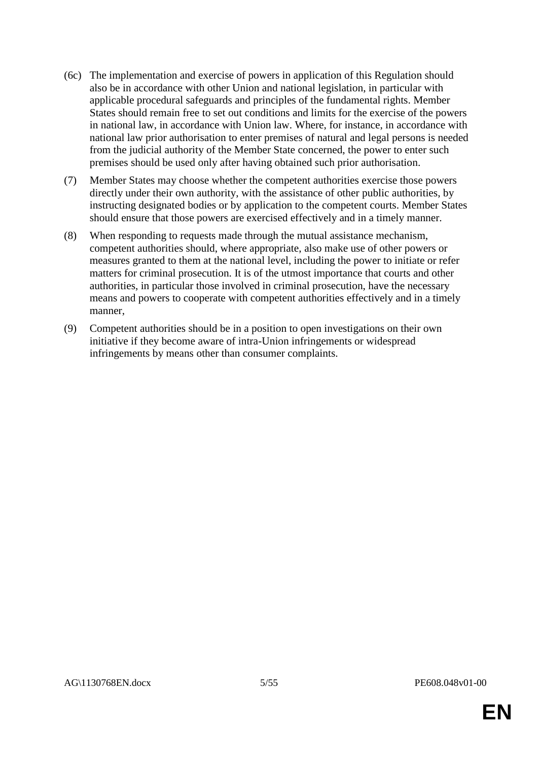(6c) The implementation and exercise of powers in application of this Regulation should also be in accordance with other Union and national legislation, in particular with applicable procedural safeguards and principles of the fundamental rights. Member States should remain free to set out conditions and limits for the exercise of the powers in national law, in accordance with Union law. Where, for instance, in accordance with national law prior authorisation to enter premises of natural and legal persons is needed from the judicial authority of the Member State concerned, the power to enter such premises should be used only after having obtained such prior authorisation.

(7) Member States may choose whether the competent authorities exercise those powers directly under their own authority, with the assistance of other public authorities, by instructing designated bodies or by application to the competent courts. Member States should ensure that those powers are exercised effectively and in a timely manner.

(8) When responding to requests made through the mutual assistance mechanism, competent authorities should, where appropriate, also make use of other powers or measures granted to them at the national level, including the power to initiate or refer matters for criminal prosecution. It is of the utmost importance that courts and other authorities, in particular those involved in criminal prosecution, have the necessary means and powers to cooperate with competent authorities effectively and in a timely manner,

(9) Competent authorities should be in a position to open investigations on their own initiative if they become aware of intra-Union infringements or widespread infringements by means other than consumer complaints.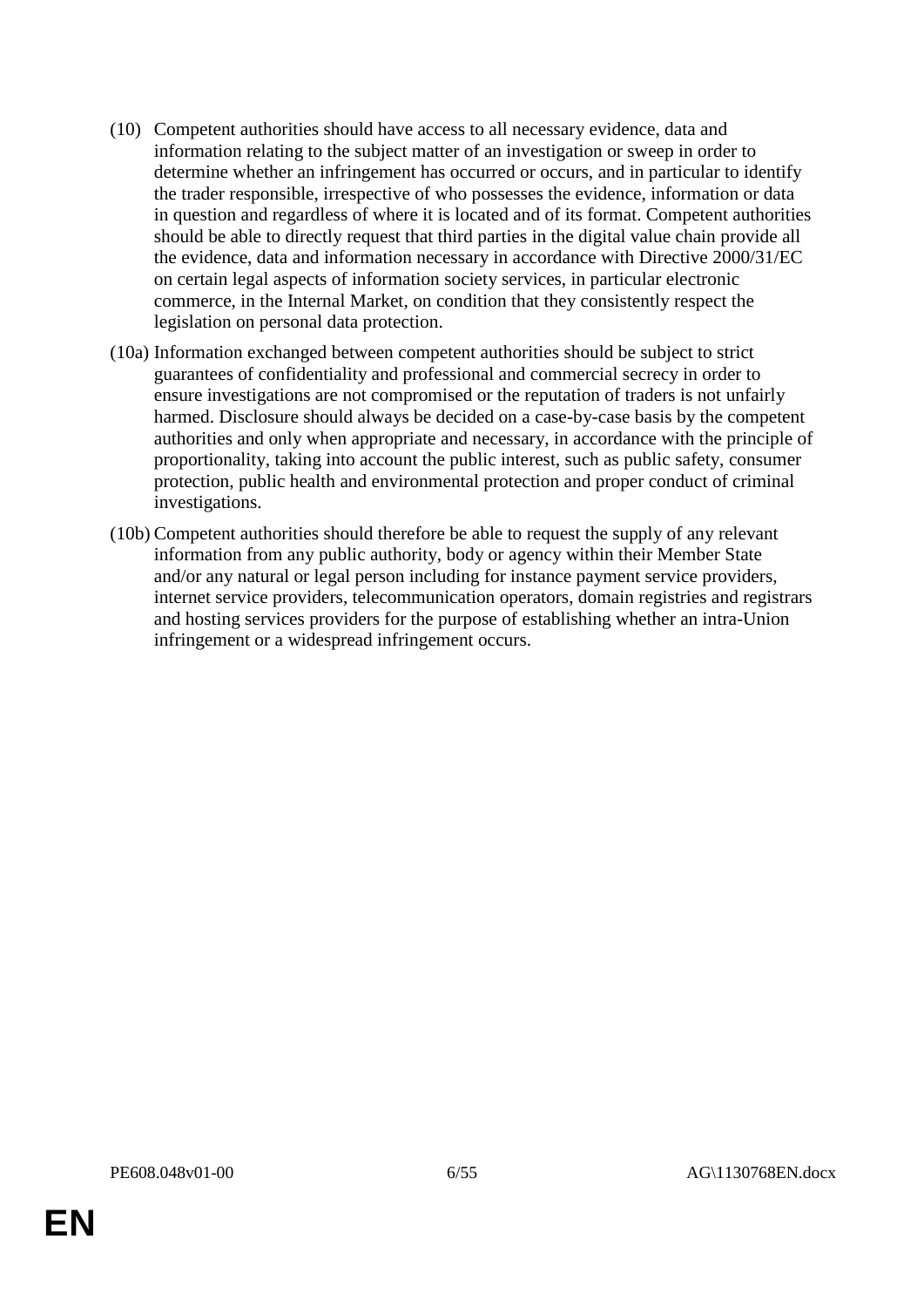(10) Competent authorities should have access to all necessary evidence, data and information relating to the subject matter of an investigation or sweep in order to determine whether an infringement has occurred or occurs, and in particular to identify the trader responsible, irrespective of who possesses the evidence, information or data in question and regardless of where it is located and of its format. Competent authorities should be able to directly request that third parties in the digital value chain provide all the evidence, data and information necessary in accordance with Directive 2000/31/EC on certain legal aspects of information society services, in particular electronic commerce, in the Internal Market, on condition that they consistently respect the legislation on personal data protection.

(10a) Information exchanged between competent authorities should be subject to strict guarantees of confidentiality and professional and commercial secrecy in order to ensure investigations are not compromised or the reputation of traders is not unfairly harmed. Disclosure should always be decided on a case-by-case basis by the competent authorities and only when appropriate and necessary, in accordance with the principle of proportionality, taking into account the public interest, such as public safety, consumer protection, public health and environmental protection and proper conduct of criminal investigations.

(10b) Competent authorities should therefore be able to request the supply of any relevant information from any public authority, body or agency within their Member State and/or any natural or legal person including for instance payment service providers, internet service providers, telecommunication operators, domain registries and registrars and hosting services providers for the purpose of establishing whether an intra-Union infringement or a widespread infringement occurs.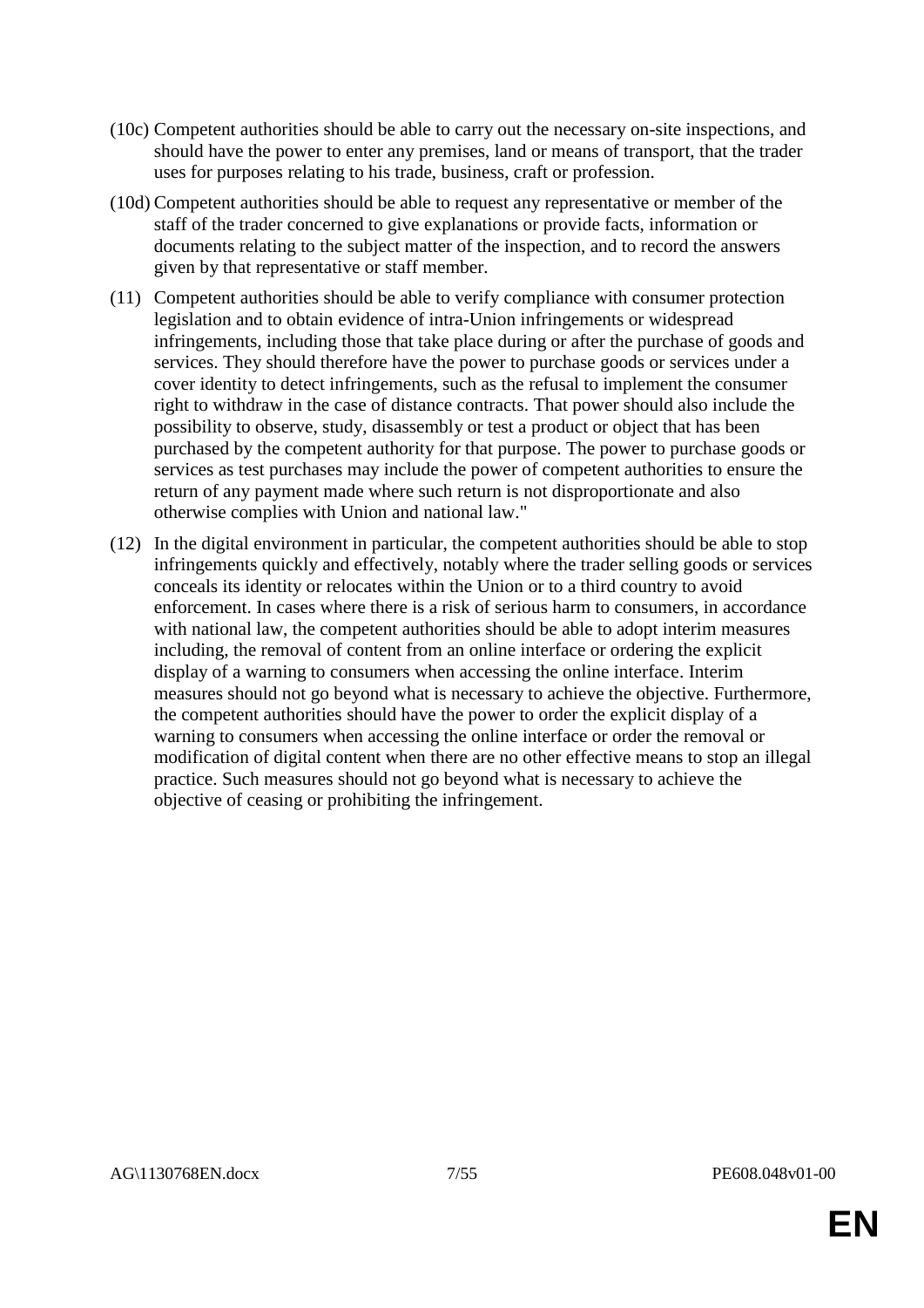(10c) Competent authorities should be able to carry out the necessary on-site inspections, and should have the power to enter any premises, land or means of transport, that the trader uses for purposes relating to his trade, business, craft or profession.

(10d) Competent authorities should be able to request any representative or member of the staff of the trader concerned to give explanations or provide facts, information or documents relating to the subject matter of the inspection, and to record the answers given by that representative or staff member.

(11) Competent authorities should be able to verify compliance with consumer protection legislation and to obtain evidence of intra-Union infringements or widespread infringements, including those that take place during or after the purchase of goods and services. They should therefore have the power to purchase goods or services under a cover identity to detect infringements, such as the refusal to implement the consumer right to withdraw in the case of distance contracts. That power should also include the possibility to observe, study, disassembly or test a product or object that has been purchased by the competent authority for that purpose. The power to purchase goods or services as test purchases may include the power of competent authorities to ensure the return of any payment made where such return is not disproportionate and also otherwise complies with Union and national law."

(12) In the digital environment in particular, the competent authorities should be able to stop infringements quickly and effectively, notably where the trader selling goods or services conceals its identity or relocates within the Union or to a third country to avoid enforcement. In cases where there is a risk of serious harm to consumers, in accordance with national law, the competent authorities should be able to adopt interim measures including, the removal of content from an online interface or ordering the explicit display of a warning to consumers when accessing the online interface. Interim measures should not go beyond what is necessary to achieve the objective. Furthermore, the competent authorities should have the power to order the explicit display of a warning to consumers when accessing the online interface or order the removal or modification of digital content when there are no other effective means to stop an illegal practice. Such measures should not go beyond what is necessary to achieve the objective of ceasing or prohibiting the infringement.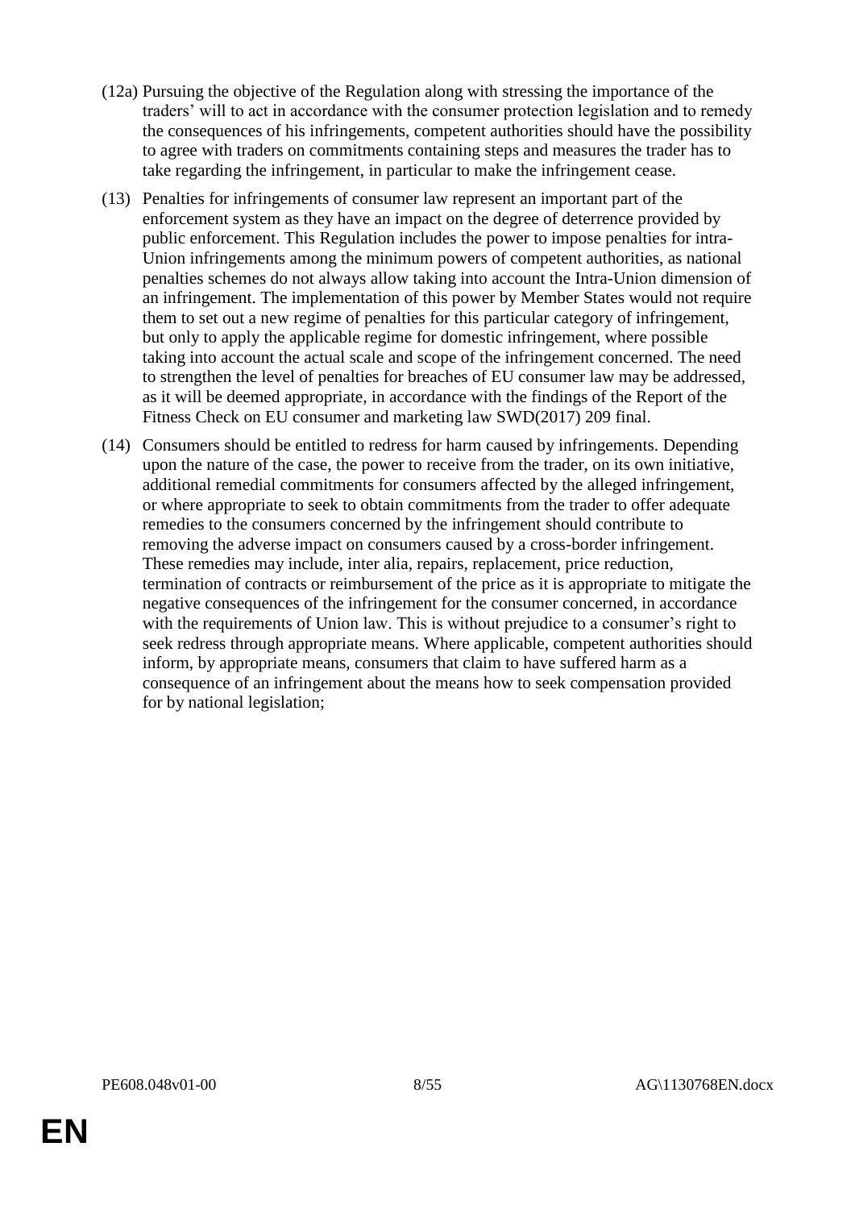(12a) Pursuing the objective of the Regulation along with stressing the importance of the traders' will to act in accordance with the consumer protection legislation and to remedy the consequences of his infringements, competent authorities should have the possibility to agree with traders on commitments containing steps and measures the trader has to take regarding the infringement, in particular to make the infringement cease.

(13) Penalties for infringements of consumer law represent an important part of the enforcement system as they have an impact on the degree of deterrence provided by public enforcement. This Regulation includes the power to impose penalties for intra-Union infringements among the minimum powers of competent authorities, as national penalties schemes do not always allow taking into account the Intra-Union dimension of an infringement. The implementation of this power by Member States would not require them to set out a new regime of penalties for this particular category of infringement, but only to apply the applicable regime for domestic infringement, where possible taking into account the actual scale and scope of the infringement concerned. The need to strengthen the level of penalties for breaches of EU consumer law may be addressed, as it will be deemed appropriate, in accordance with the findings of the Report of the Fitness Check on EU consumer and marketing law SWD(2017) 209 final.

(14) Consumers should be entitled to redress for harm caused by infringements. Depending upon the nature of the case, the power to receive from the trader, on its own initiative, additional remedial commitments for consumers affected by the alleged infringement, or where appropriate to seek to obtain commitments from the trader to offer adequate remedies to the consumers concerned by the infringement should contribute to removing the adverse impact on consumers caused by a cross-border infringement. These remedies may include, inter alia, repairs, replacement, price reduction, termination of contracts or reimbursement of the price as it is appropriate to mitigate the negative consequences of the infringement for the consumer concerned, in accordance with the requirements of Union law. This is without prejudice to a consumer's right to seek redress through appropriate means. Where applicable, competent authorities should inform, by appropriate means, consumers that claim to have suffered harm as a consequence of an infringement about the means how to seek compensation provided for by national legislation;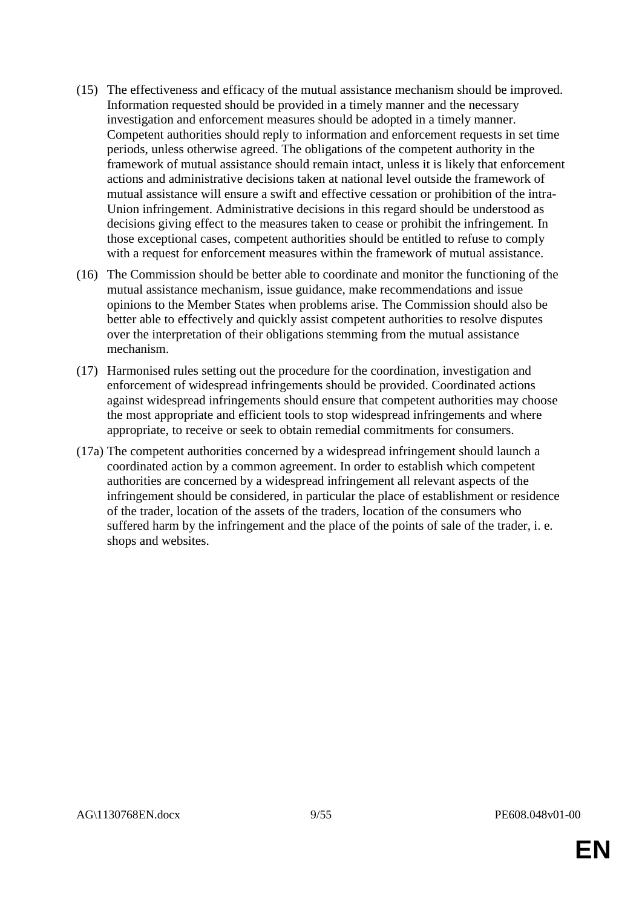(15) The effectiveness and efficacy of the mutual assistance mechanism should be improved. Information requested should be provided in a timely manner and the necessary investigation and enforcement measures should be adopted in a timely manner. Competent authorities should reply to information and enforcement requests in set time periods, unless otherwise agreed. The obligations of the competent authority in the framework of mutual assistance should remain intact, unless it is likely that enforcement actions and administrative decisions taken at national level outside the framework of mutual assistance will ensure a swift and effective cessation or prohibition of the intra-Union infringement. Administrative decisions in this regard should be understood as decisions giving effect to the measures taken to cease or prohibit the infringement. In those exceptional cases, competent authorities should be entitled to refuse to comply with a request for enforcement measures within the framework of mutual assistance.

(16) The Commission should be better able to coordinate and monitor the functioning of the mutual assistance mechanism, issue guidance, make recommendations and issue opinions to the Member States when problems arise. The Commission should also be better able to effectively and quickly assist competent authorities to resolve disputes over the interpretation of their obligations stemming from the mutual assistance mechanism.

(17) Harmonised rules setting out the procedure for the coordination, investigation and enforcement of widespread infringements should be provided. Coordinated actions against widespread infringements should ensure that competent authorities may choose the most appropriate and efficient tools to stop widespread infringements and where appropriate, to receive or seek to obtain remedial commitments for consumers.

(17a) The competent authorities concerned by a widespread infringement should launch a coordinated action by a common agreement. In order to establish which competent authorities are concerned by a widespread infringement all relevant aspects of the infringement should be considered, in particular the place of establishment or residence of the trader, location of the assets of the traders, location of the consumers who suffered harm by the infringement and the place of the points of sale of the trader, i. e. shops and websites.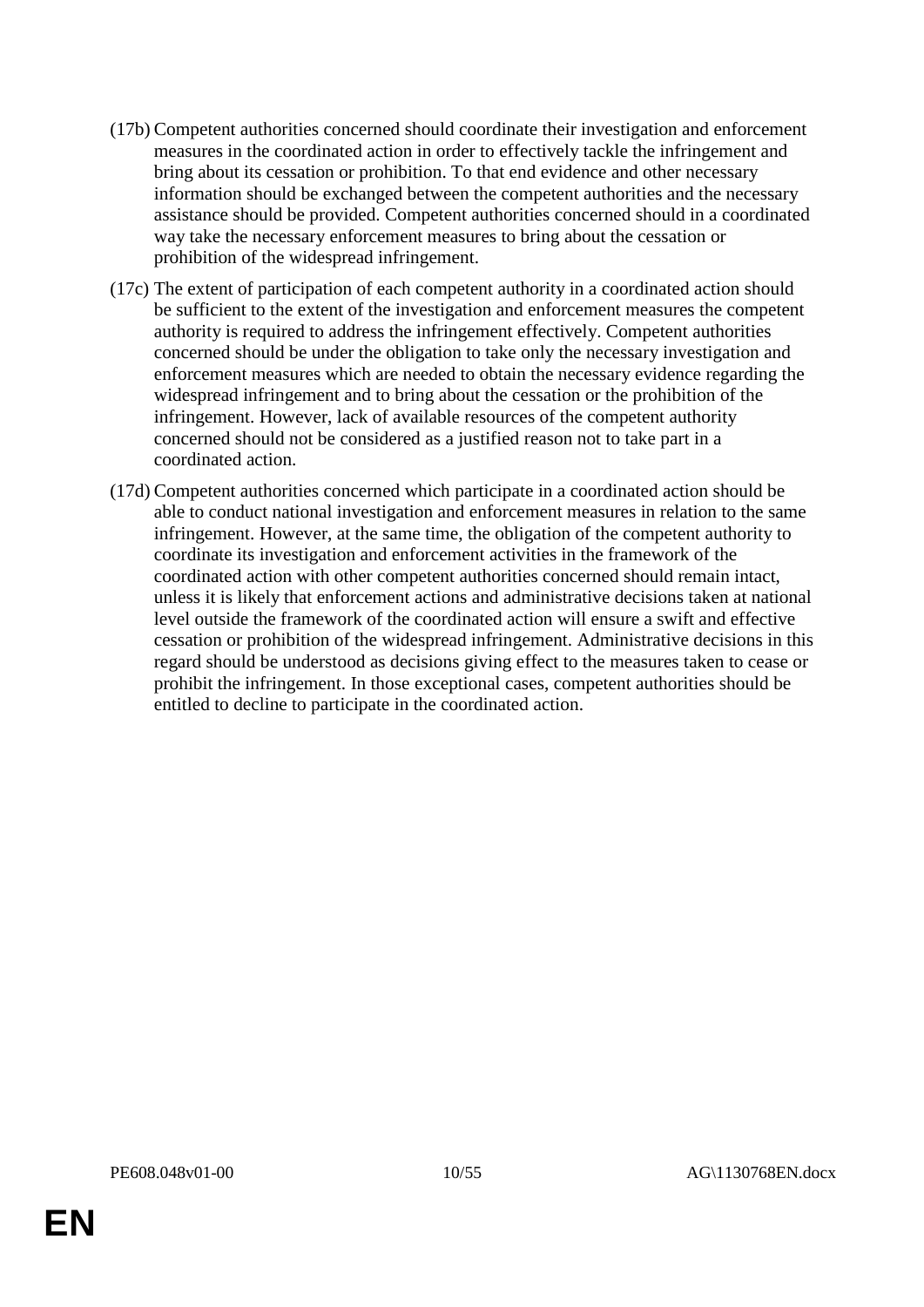(17b) Competent authorities concerned should coordinate their investigation and enforcement measures in the coordinated action in order to effectively tackle the infringement and bring about its cessation or prohibition. To that end evidence and other necessary information should be exchanged between the competent authorities and the necessary assistance should be provided. Competent authorities concerned should in a coordinated way take the necessary enforcement measures to bring about the cessation or prohibition of the widespread infringement.

(17c) The extent of participation of each competent authority in a coordinated action should be sufficient to the extent of the investigation and enforcement measures the competent authority is required to address the infringement effectively. Competent authorities concerned should be under the obligation to take only the necessary investigation and enforcement measures which are needed to obtain the necessary evidence regarding the widespread infringement and to bring about the cessation or the prohibition of the infringement. However, lack of available resources of the competent authority concerned should not be considered as a justified reason not to take part in a coordinated action.

(17d) Competent authorities concerned which participate in a coordinated action should be able to conduct national investigation and enforcement measures in relation to the same infringement. However, at the same time, the obligation of the competent authority to coordinate its investigation and enforcement activities in the framework of the coordinated action with other competent authorities concerned should remain intact, unless it is likely that enforcement actions and administrative decisions taken at national level outside the framework of the coordinated action will ensure a swift and effective cessation or prohibition of the widespread infringement. Administrative decisions in this regard should be understood as decisions giving effect to the measures taken to cease or prohibit the infringement. In those exceptional cases, competent authorities should be entitled to decline to participate in the coordinated action.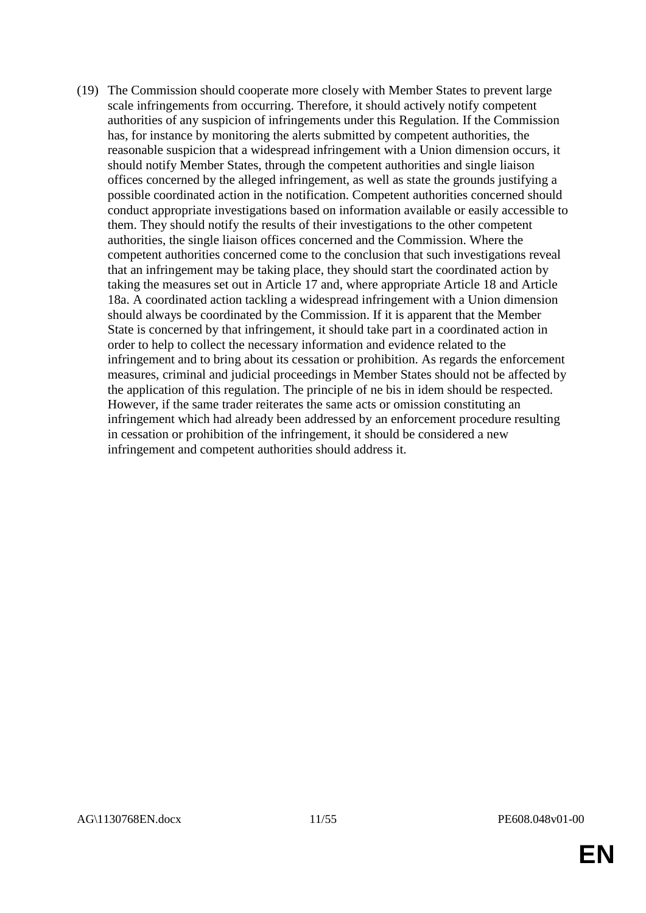(19) The Commission should cooperate more closely with Member States to prevent large scale infringements from occurring. Therefore, it should actively notify competent authorities of any suspicion of infringements under this Regulation. If the Commission has, for instance by monitoring the alerts submitted by competent authorities, the reasonable suspicion that a widespread infringement with a Union dimension occurs, it should notify Member States, through the competent authorities and single liaison offices concerned by the alleged infringement, as well as state the grounds justifying a possible coordinated action in the notification. Competent authorities concerned should conduct appropriate investigations based on information available or easily accessible to them. They should notify the results of their investigations to the other competent authorities, the single liaison offices concerned and the Commission. Where the competent authorities concerned come to the conclusion that such investigations reveal that an infringement may be taking place, they should start the coordinated action by taking the measures set out in Article 17 and, where appropriate Article 18 and Article 18a. A coordinated action tackling a widespread infringement with a Union dimension should always be coordinated by the Commission. If it is apparent that the Member State is concerned by that infringement, it should take part in a coordinated action in order to help to collect the necessary information and evidence related to the infringement and to bring about its cessation or prohibition. As regards the enforcement measures, criminal and judicial proceedings in Member States should not be affected by the application of this regulation. The principle of ne bis in idem should be respected. However, if the same trader reiterates the same acts or omission constituting an infringement which had already been addressed by an enforcement procedure resulting in cessation or prohibition of the infringement, it should be considered a new infringement and competent authorities should address it.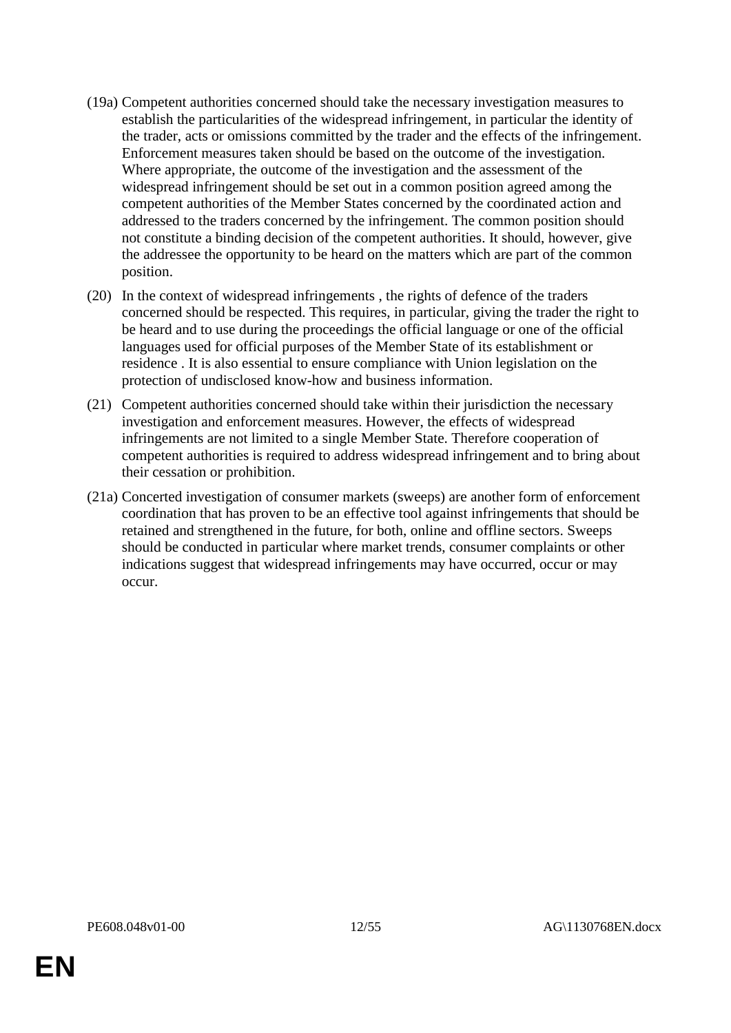(19a) Competent authorities concerned should take the necessary investigation measures to establish the particularities of the widespread infringement, in particular the identity of the trader, acts or omissions committed by the trader and the effects of the infringement. Enforcement measures taken should be based on the outcome of the investigation. Where appropriate, the outcome of the investigation and the assessment of the widespread infringement should be set out in a common position agreed among the competent authorities of the Member States concerned by the coordinated action and addressed to the traders concerned by the infringement. The common position should not constitute a binding decision of the competent authorities. It should, however, give the addressee the opportunity to be heard on the matters which are part of the common position.

(20) In the context of widespread infringements , the rights of defence of the traders concerned should be respected. This requires, in particular, giving the trader the right to be heard and to use during the proceedings the official language or one of the official languages used for official purposes of the Member State of its establishment or residence . It is also essential to ensure compliance with Union legislation on the protection of undisclosed know-how and business information.

(21) Competent authorities concerned should take within their jurisdiction the necessary investigation and enforcement measures. However, the effects of widespread infringements are not limited to a single Member State. Therefore cooperation of competent authorities is required to address widespread infringement and to bring about their cessation or prohibition.

(21a) Concerted investigation of consumer markets (sweeps) are another form of enforcement coordination that has proven to be an effective tool against infringements that should be retained and strengthened in the future, for both, online and offline sectors. Sweeps should be conducted in particular where market trends, consumer complaints or other indications suggest that widespread infringements may have occurred, occur or may occur.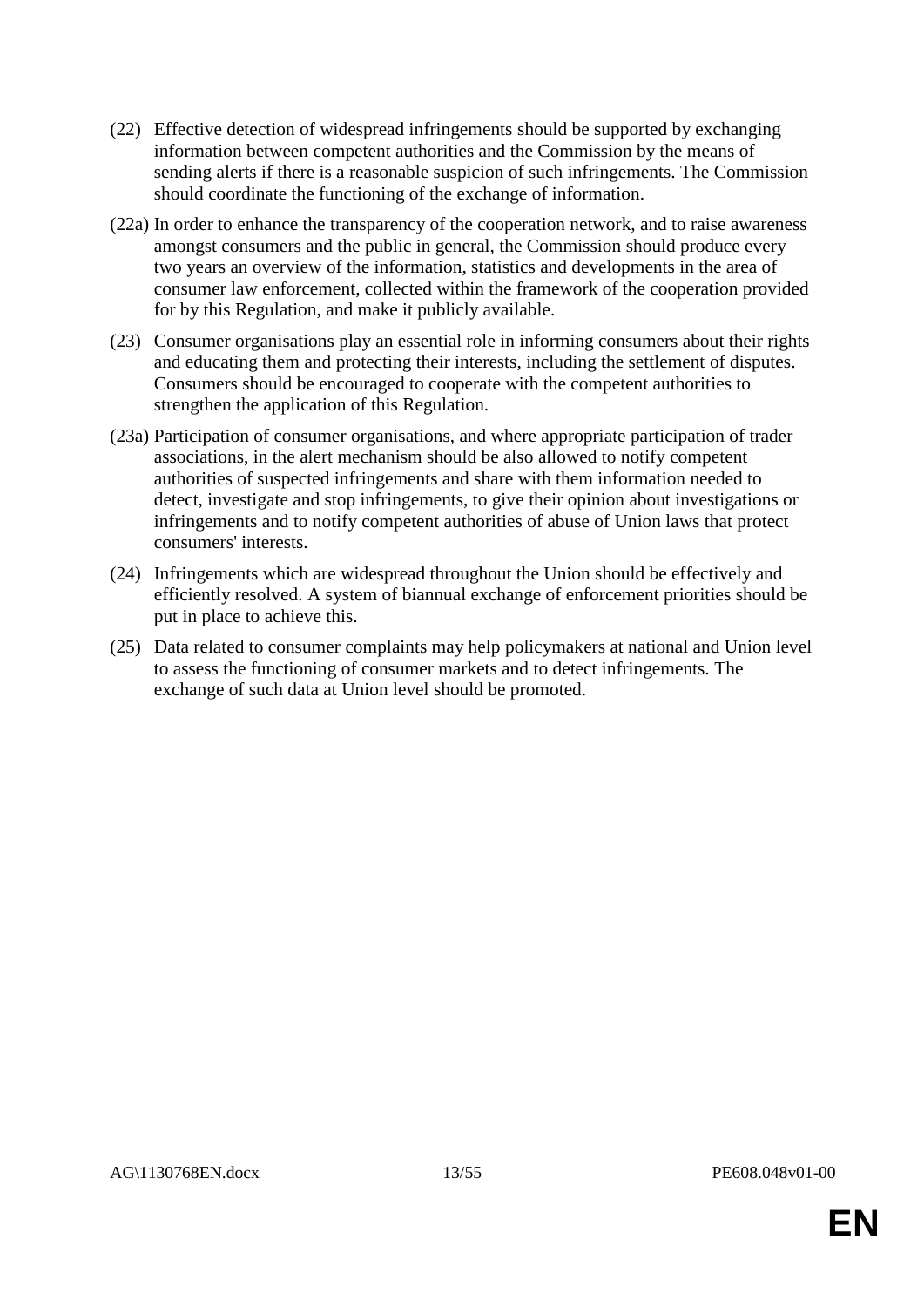(22) Effective detection of widespread infringements should be supported by exchanging information between competent authorities and the Commission by the means of sending alerts if there is a reasonable suspicion of such infringements. The Commission should coordinate the functioning of the exchange of information.

(22a) In order to enhance the transparency of the cooperation network, and to raise awareness amongst consumers and the public in general, the Commission should produce every two years an overview of the information, statistics and developments in the area of consumer law enforcement, collected within the framework of the cooperation provided for by this Regulation, and make it publicly available.

(23) Consumer organisations play an essential role in informing consumers about their rights and educating them and protecting their interests, including the settlement of disputes. Consumers should be encouraged to cooperate with the competent authorities to strengthen the application of this Regulation.

(23a) Participation of consumer organisations, and where appropriate participation of trader associations, in the alert mechanism should be also allowed to notify competent authorities of suspected infringements and share with them information needed to detect, investigate and stop infringements, to give their opinion about investigations or infringements and to notify competent authorities of abuse of Union laws that protect consumers' interests.

(24) Infringements which are widespread throughout the Union should be effectively and efficiently resolved. A system of biannual exchange of enforcement priorities should be put in place to achieve this.

(25) Data related to consumer complaints may help policymakers at national and Union level to assess the functioning of consumer markets and to detect infringements. The exchange of such data at Union level should be promoted.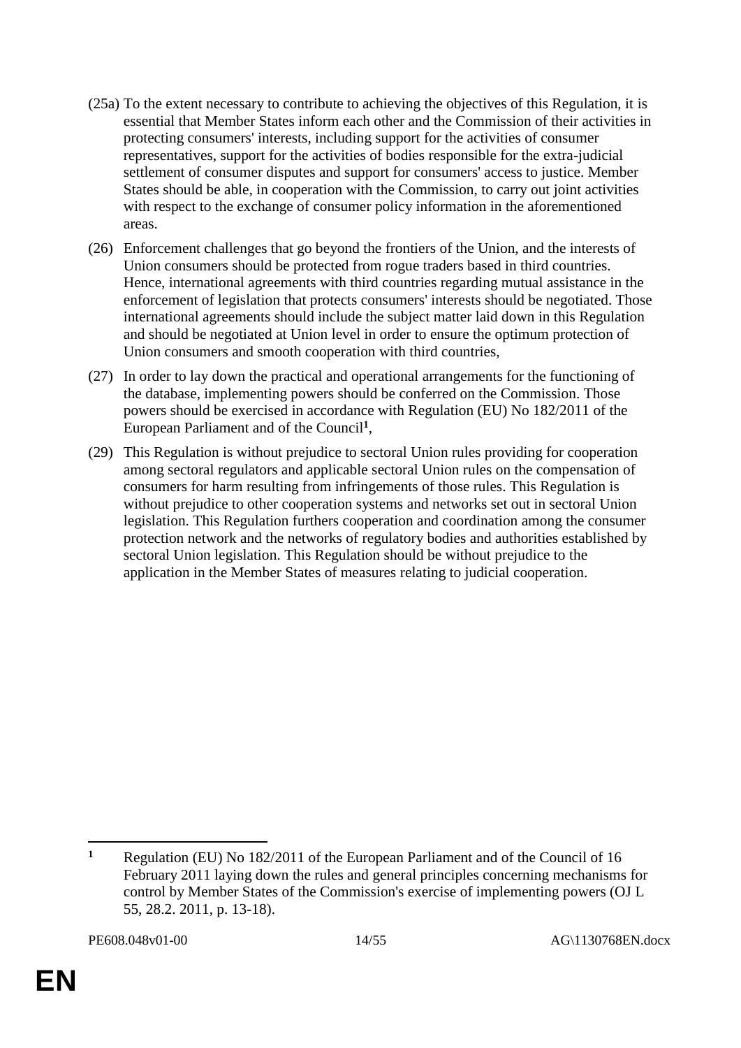(25a) To the extent necessary to contribute to achieving the objectives of this Regulation, it is essential that Member States inform each other and the Commission of their activities in protecting consumers' interests, including support for the activities of consumer representatives, support for the activities of bodies responsible for the extra-judicial settlement of consumer disputes and support for consumers' access to justice. Member States should be able, in cooperation with the Commission, to carry out joint activities with respect to the exchange of consumer policy information in the aforementioned areas.

(26) Enforcement challenges that go beyond the frontiers of the Union, and the interests of Union consumers should be protected from rogue traders based in third countries. Hence, international agreements with third countries regarding mutual assistance in the enforcement of legislation that protects consumers' interests should be negotiated. Those international agreements should include the subject matter laid down in this Regulation and should be negotiated at Union level in order to ensure the optimum protection of Union consumers and smooth cooperation with third countries,

(27) In order to lay down the practical and operational arrangements for the functioning of the database, implementing powers should be conferred on the Commission. Those powers should be exercised in accordance with Regulation (EU) No 182/2011 of the European Parliament and of the Council[1],

(29) This Regulation is without prejudice to sectoral Union rules providing for cooperation among sectoral regulators and applicable sectoral Union rules on the compensation of consumers for harm resulting from infringements of those rules. This Regulation is without prejudice to other cooperation systems and networks set out in sectoral Union legislation. This Regulation furthers cooperation and coordination among the consumer protection network and the networks of regulatory bodies and authorities established by sectoral Union legislation. This Regulation should be without prejudice to the application in the Member States of measures relating to judicial cooperation.

---

[1] Regulation (EU) No 182/2011 of the European Parliament and of the Council of 16 February 2011 laying down the rules and general principles concerning mechanisms for control by Member States of the Commission's exercise of implementing powers (OJ L 55, 28.2. 2011, p. 13-18).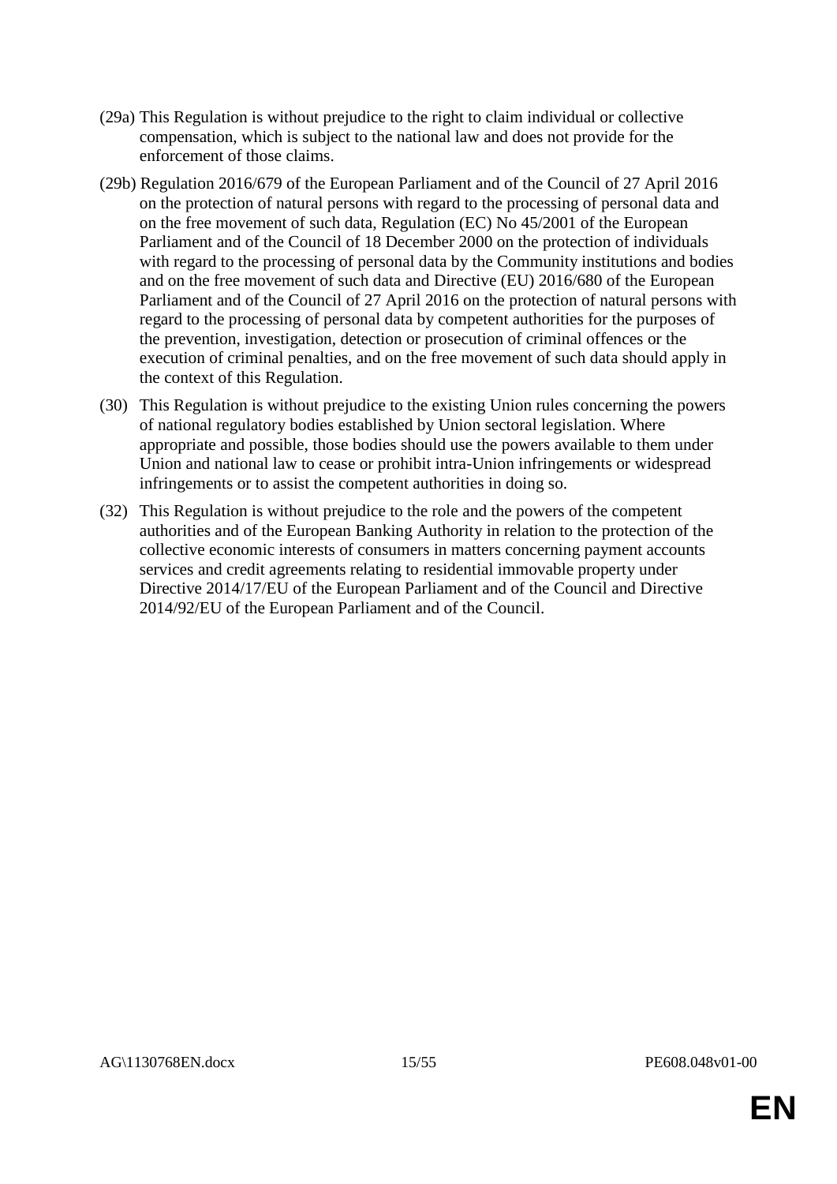(29a) This Regulation is without prejudice to the right to claim individual or collective compensation, which is subject to the national law and does not provide for the enforcement of those claims.

(29b) Regulation 2016/679 of the European Parliament and of the Council of 27 April 2016 on the protection of natural persons with regard to the processing of personal data and on the free movement of such data, Regulation (EC) No 45/2001 of the European Parliament and of the Council of 18 December 2000 on the protection of individuals with regard to the processing of personal data by the Community institutions and bodies and on the free movement of such data and Directive (EU) 2016/680 of the European Parliament and of the Council of 27 April 2016 on the protection of natural persons with regard to the processing of personal data by competent authorities for the purposes of the prevention, investigation, detection or prosecution of criminal offences or the execution of criminal penalties, and on the free movement of such data should apply in the context of this Regulation.

(30) This Regulation is without prejudice to the existing Union rules concerning the powers of national regulatory bodies established by Union sectoral legislation. Where appropriate and possible, those bodies should use the powers available to them under Union and national law to cease or prohibit intra-Union infringements or widespread infringements or to assist the competent authorities in doing so.

(32) This Regulation is without prejudice to the role and the powers of the competent authorities and of the European Banking Authority in relation to the protection of the collective economic interests of consumers in matters concerning payment accounts services and credit agreements relating to residential immovable property under Directive 2014/17/EU of the European Parliament and of the Council and Directive 2014/92/EU of the European Parliament and of the Council.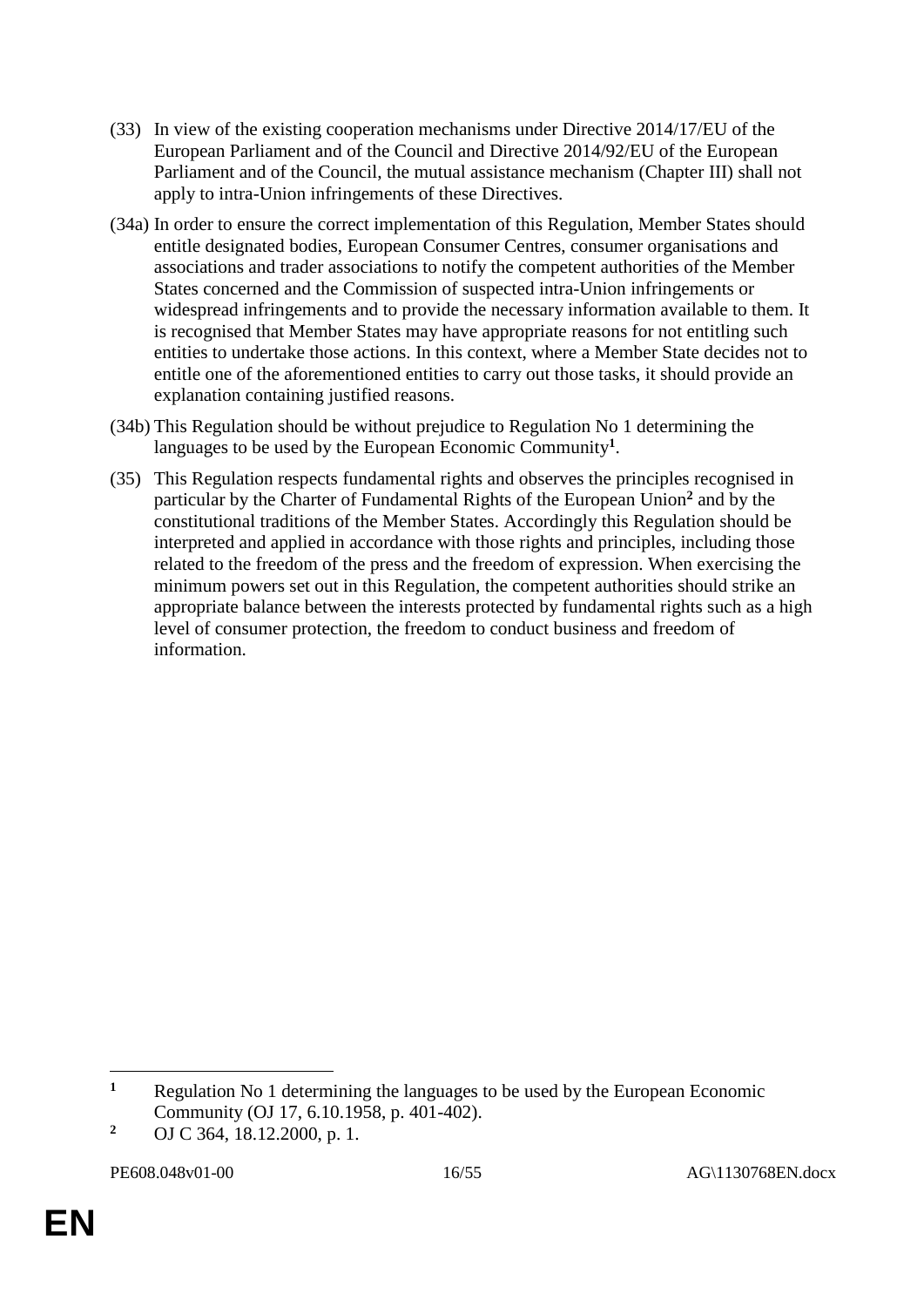(33) In view of the existing cooperation mechanisms under Directive 2014/17/EU of the European Parliament and of the Council and Directive 2014/92/EU of the European Parliament and of the Council, the mutual assistance mechanism (Chapter III) shall not apply to intra-Union infringements of these Directives.

(34a) In order to ensure the correct implementation of this Regulation, Member States should entitle designated bodies, European Consumer Centres, consumer organisations and associations and trader associations to notify the competent authorities of the Member States concerned and the Commission of suspected intra-Union infringements or widespread infringements and to provide the necessary information available to them. It is recognised that Member States may have appropriate reasons for not entitling such entities to undertake those actions. In this context, where a Member State decides not to entitle one of the aforementioned entities to carry out those tasks, it should provide an explanation containing justified reasons.

(34b) This Regulation should be without prejudice to Regulation No 1 determining the languages to be used by the European Economic Community[1].

(35) This Regulation respects fundamental rights and observes the principles recognised in particular by the Charter of Fundamental Rights of the European Union[2] and by the constitutional traditions of the Member States. Accordingly this Regulation should be interpreted and applied in accordance with those rights and principles, including those related to the freedom of the press and the freedom of expression. When exercising the minimum powers set out in this Regulation, the competent authorities should strike an appropriate balance between the interests protected by fundamental rights such as a high level of consumer protection, the freedom to conduct business and freedom of information.

---

[1] Regulation No 1 determining the languages to be used by the European Economic Community (OJ 17, 6.10.1958, p. 401-402).

[2] OJ C 364, 18.12.2000, p. 1.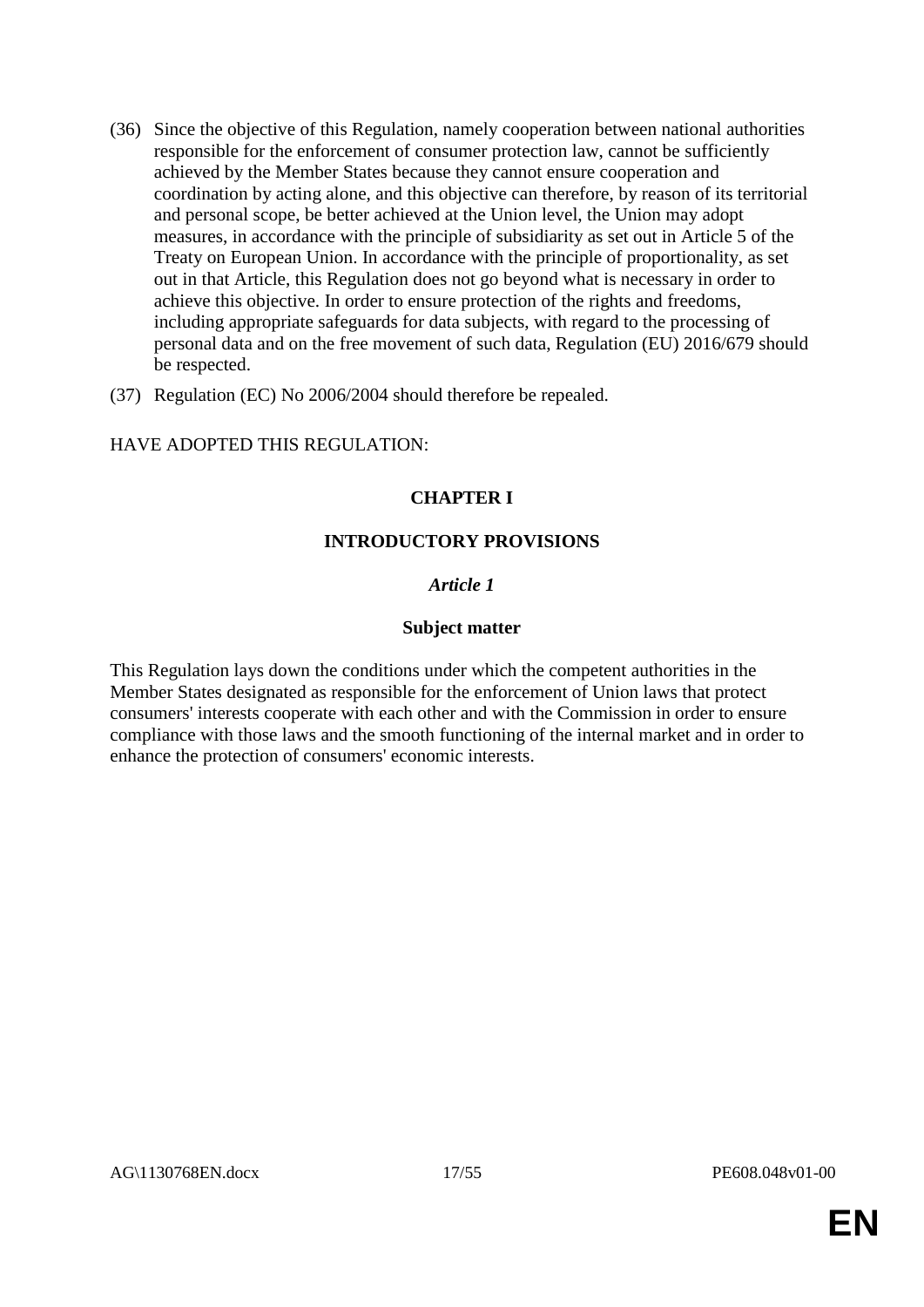(36) Since the objective of this Regulation, namely cooperation between national authorities responsible for the enforcement of consumer protection law, cannot be sufficiently achieved by the Member States because they cannot ensure cooperation and coordination by acting alone, and this objective can therefore, by reason of its territorial and personal scope, be better achieved at the Union level, the Union may adopt measures, in accordance with the principle of subsidiarity as set out in Article 5 of the Treaty on European Union. In accordance with the principle of proportionality, as set out in that Article, this Regulation does not go beyond what is necessary in order to achieve this objective. In order to ensure protection of the rights and freedoms, including appropriate safeguards for data subjects, with regard to the processing of personal data and on the free movement of such data, Regulation (EU) 2016/679 should be respected.

(37) Regulation (EC) No 2006/2004 should therefore be repealed.

HAVE ADOPTED THIS REGULATION:

## CHAPTER I

## INTRODUCTORY PROVISIONS

### *Article 1*

### Subject matter

This Regulation lays down the conditions under which the competent authorities in the Member States designated as responsible for the enforcement of Union laws that protect consumers' interests cooperate with each other and with the Commission in order to ensure compliance with those laws and the smooth functioning of the internal market and in order to enhance the protection of consumers' economic interests.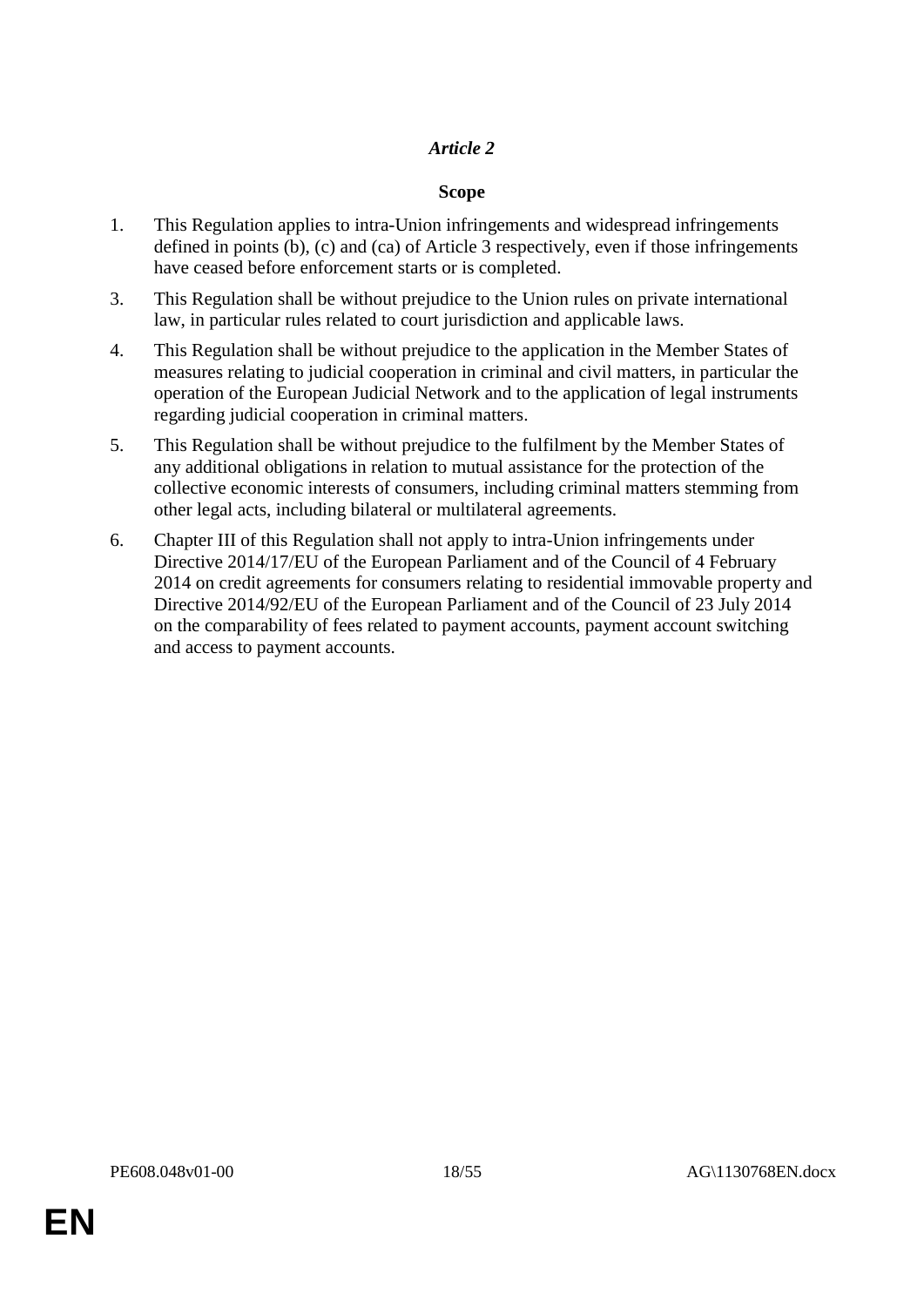*Article 2*

**Scope**

1. This Regulation applies to intra-Union infringements and widespread infringements defined in points (b), (c) and (ca) of Article 3 respectively, even if those infringements have ceased before enforcement starts or is completed.

3. This Regulation shall be without prejudice to the Union rules on private international law, in particular rules related to court jurisdiction and applicable laws.

4. This Regulation shall be without prejudice to the application in the Member States of measures relating to judicial cooperation in criminal and civil matters, in particular the operation of the European Judicial Network and to the application of legal instruments regarding judicial cooperation in criminal matters.

5. This Regulation shall be without prejudice to the fulfilment by the Member States of any additional obligations in relation to mutual assistance for the protection of the collective economic interests of consumers, including criminal matters stemming from other legal acts, including bilateral or multilateral agreements.

6. Chapter III of this Regulation shall not apply to intra-Union infringements under Directive 2014/17/EU of the European Parliament and of the Council of 4 February 2014 on credit agreements for consumers relating to residential immovable property and Directive 2014/92/EU of the European Parliament and of the Council of 23 July 2014 on the comparability of fees related to payment accounts, payment account switching and access to payment accounts.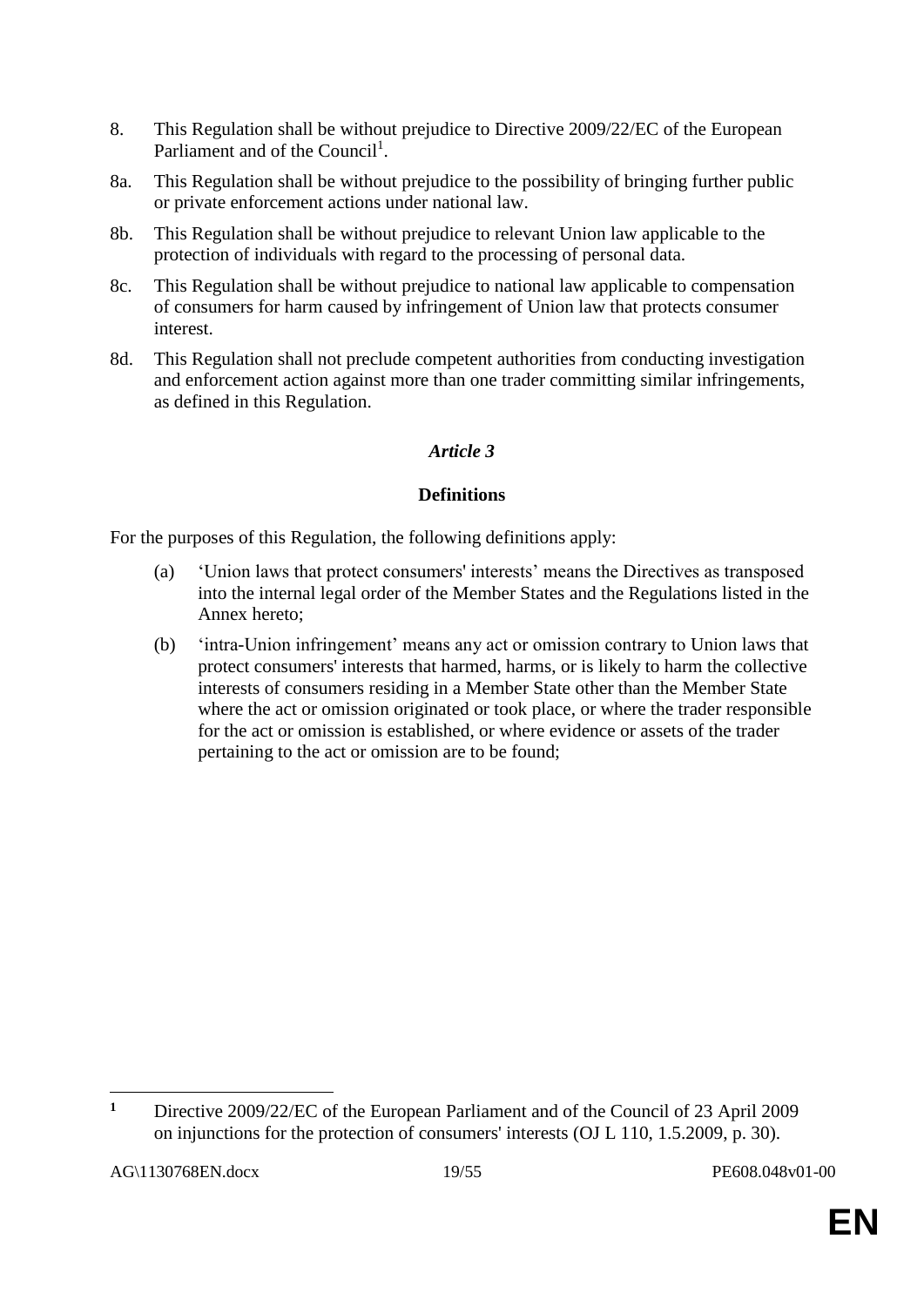8. This Regulation shall be without prejudice to Directive 2009/22/EC of the European Parliament and of the Council[1].

8a. This Regulation shall be without prejudice to the possibility of bringing further public or private enforcement actions under national law.

8b. This Regulation shall be without prejudice to relevant Union law applicable to the protection of individuals with regard to the processing of personal data.

8c. This Regulation shall be without prejudice to national law applicable to compensation of consumers for harm caused by infringement of Union law that protects consumer interest.

8d. This Regulation shall not preclude competent authorities from conducting investigation and enforcement action against more than one trader committing similar infringements, as defined in this Regulation.

*Article 3*

**Definitions**

For the purposes of this Regulation, the following definitions apply:

(a) 'Union laws that protect consumers' interests' means the Directives as transposed into the internal legal order of the Member States and the Regulations listed in the Annex hereto;

(b) 'intra-Union infringement' means any act or omission contrary to Union laws that protect consumers' interests that harmed, harms, or is likely to harm the collective interests of consumers residing in a Member State other than the Member State where the act or omission originated or took place, or where the trader responsible for the act or omission is established, or where evidence or assets of the trader pertaining to the act or omission are to be found;

---

[1] Directive 2009/22/EC of the European Parliament and of the Council of 23 April 2009 on injunctions for the protection of consumers' interests (OJ L 110, 1.5.2009, p. 30).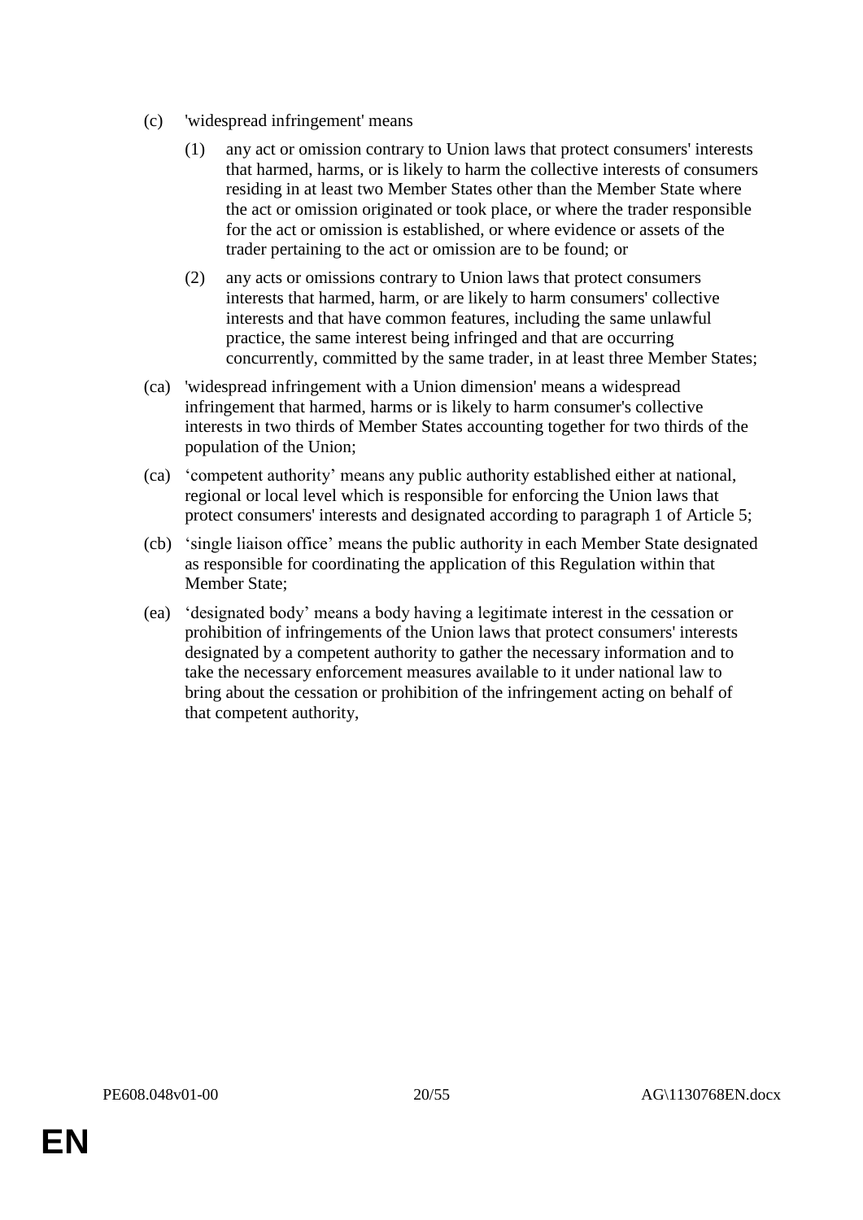(c) 'widespread infringement' means

(1) any act or omission contrary to Union laws that protect consumers' interests that harmed, harms, or is likely to harm the collective interests of consumers residing in at least two Member States other than the Member State where the act or omission originated or took place, or where the trader responsible for the act or omission is established, or where evidence or assets of the trader pertaining to the act or omission are to be found; or

(2) any acts or omissions contrary to Union laws that protect consumers interests that harmed, harm, or are likely to harm consumers' collective interests and that have common features, including the same unlawful practice, the same interest being infringed and that are occurring concurrently, committed by the same trader, in at least three Member States;

(ca) 'widespread infringement with a Union dimension' means a widespread infringement that harmed, harms or is likely to harm consumer's collective interests in two thirds of Member States accounting together for two thirds of the population of the Union;

(ca) 'competent authority' means any public authority established either at national, regional or local level which is responsible for enforcing the Union laws that protect consumers' interests and designated according to paragraph 1 of Article 5;

(cb) 'single liaison office' means the public authority in each Member State designated as responsible for coordinating the application of this Regulation within that Member State;

(ea) 'designated body' means a body having a legitimate interest in the cessation or prohibition of infringements of the Union laws that protect consumers' interests designated by a competent authority to gather the necessary information and to take the necessary enforcement measures available to it under national law to bring about the cessation or prohibition of the infringement acting on behalf of that competent authority,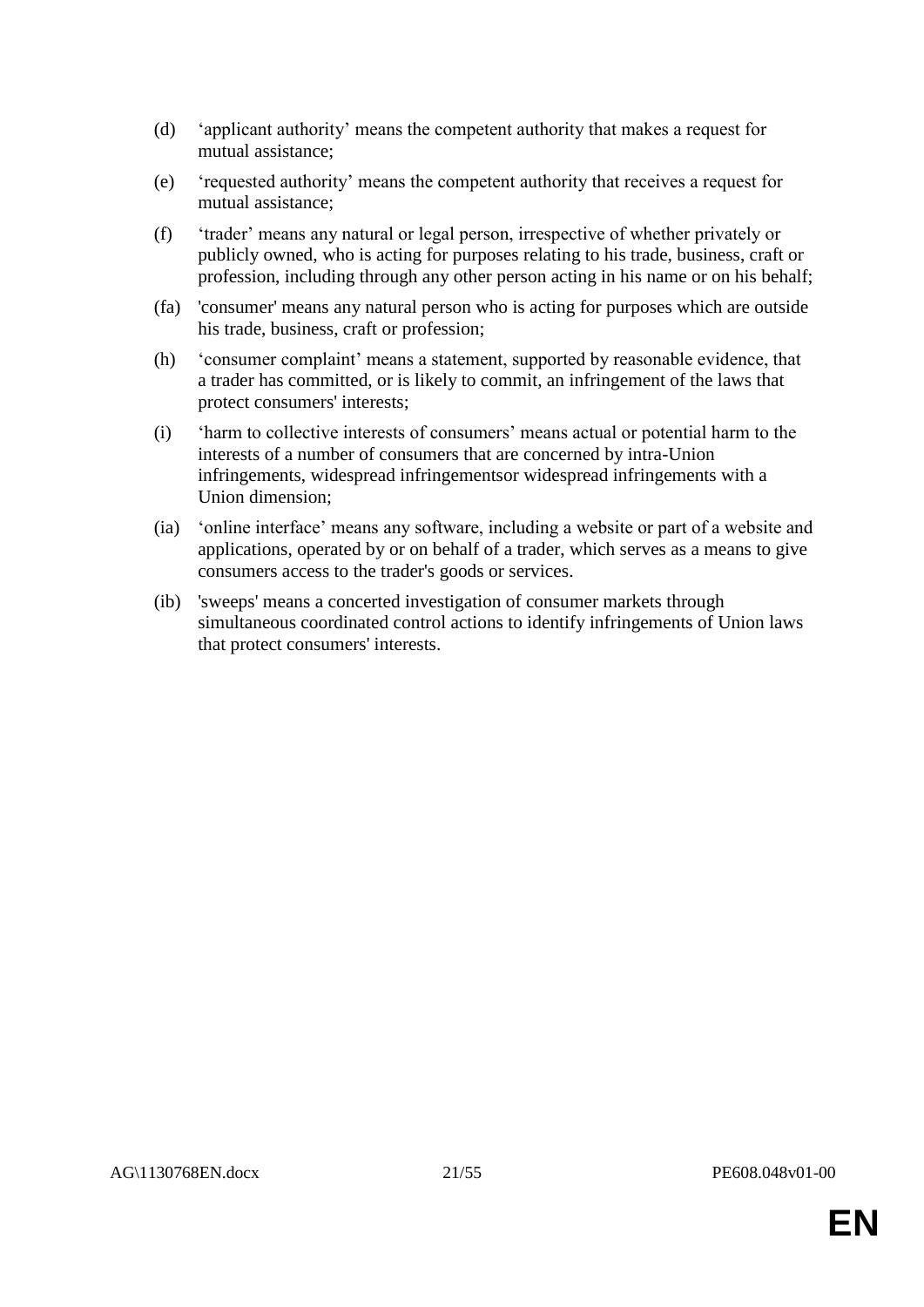(d) ‘applicant authority’ means the competent authority that makes a request for mutual assistance;

(e) ‘requested authority’ means the competent authority that receives a request for mutual assistance;

(f) ‘trader’ means any natural or legal person, irrespective of whether privately or publicly owned, who is acting for purposes relating to his trade, business, craft or profession, including through any other person acting in his name or on his behalf;

(fa) 'consumer' means any natural person who is acting for purposes which are outside his trade, business, craft or profession;

(h) ‘consumer complaint’ means a statement, supported by reasonable evidence, that a trader has committed, or is likely to commit, an infringement of the laws that protect consumers' interests;

(i) ‘harm to collective interests of consumers’ means actual or potential harm to the interests of a number of consumers that are concerned by intra-Union infringements, widespread infringementsor widespread infringements with a Union dimension;

(ia) ‘online interface’ means any software, including a website or part of a website and applications, operated by or on behalf of a trader, which serves as a means to give consumers access to the trader's goods or services.

(ib) 'sweeps' means a concerted investigation of consumer markets through simultaneous coordinated control actions to identify infringements of Union laws that protect consumers' interests.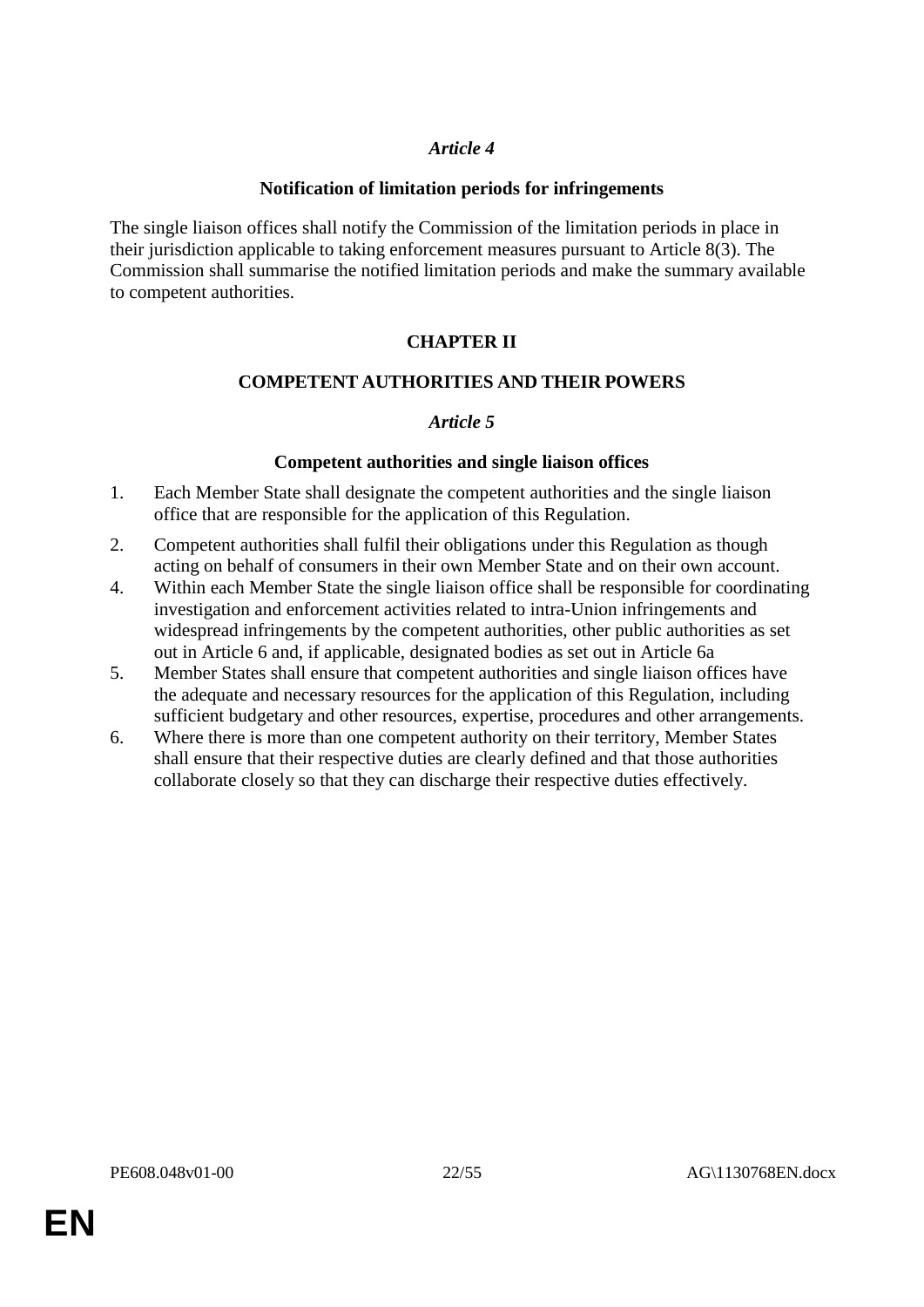*Article 4*

**Notification of limitation periods for infringements**

The single liaison offices shall notify the Commission of the limitation periods in place in their jurisdiction applicable to taking enforcement measures pursuant to Article 8(3). The Commission shall summarise the notified limitation periods and make the summary available to competent authorities.

**CHAPTER II**

**COMPETENT AUTHORITIES AND THEIR POWERS**

*Article 5*

**Competent authorities and single liaison offices**

1. Each Member State shall designate the competent authorities and the single liaison office that are responsible for the application of this Regulation.

2. Competent authorities shall fulfil their obligations under this Regulation as though acting on behalf of consumers in their own Member State and on their own account.

4. Within each Member State the single liaison office shall be responsible for coordinating investigation and enforcement activities related to intra-Union infringements and widespread infringements by the competent authorities, other public authorities as set out in Article 6 and, if applicable, designated bodies as set out in Article 6a

5. Member States shall ensure that competent authorities and single liaison offices have the adequate and necessary resources for the application of this Regulation, including sufficient budgetary and other resources, expertise, procedures and other arrangements.

6. Where there is more than one competent authority on their territory, Member States shall ensure that their respective duties are clearly defined and that those authorities collaborate closely so that they can discharge their respective duties effectively.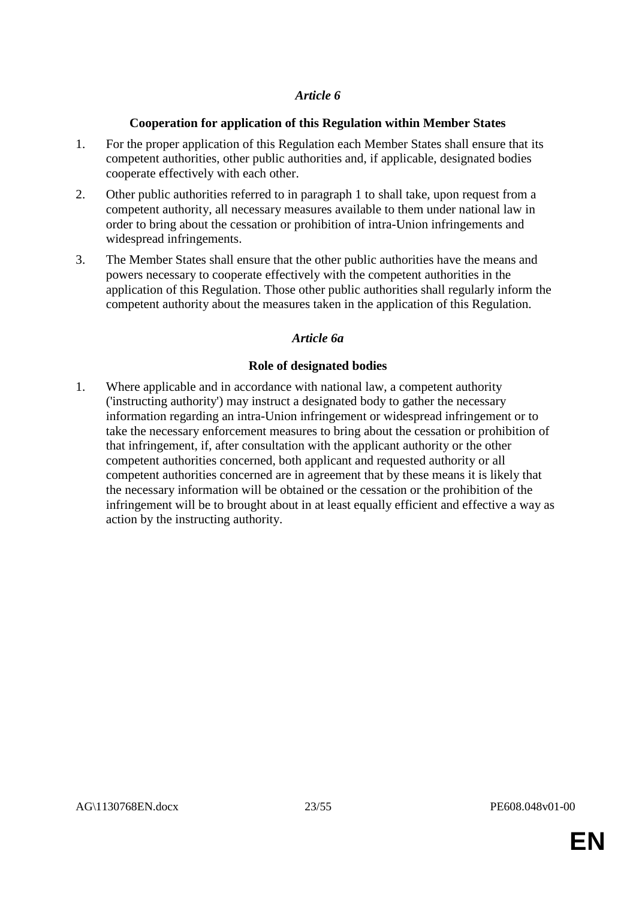### *Article 6*

**Cooperation for application of this Regulation within Member States**

1. For the proper application of this Regulation each Member States shall ensure that its competent authorities, other public authorities and, if applicable, designated bodies cooperate effectively with each other.

2. Other public authorities referred to in paragraph 1 to shall take, upon request from a competent authority, all necessary measures available to them under national law in order to bring about the cessation or prohibition of intra-Union infringements and widespread infringements.

3. The Member States shall ensure that the other public authorities have the means and powers necessary to cooperate effectively with the competent authorities in the application of this Regulation. Those other public authorities shall regularly inform the competent authority about the measures taken in the application of this Regulation.

### *Article 6a*

**Role of designated bodies**

1. Where applicable and in accordance with national law, a competent authority ('instructing authority') may instruct a designated body to gather the necessary information regarding an intra-Union infringement or widespread infringement or to take the necessary enforcement measures to bring about the cessation or prohibition of that infringement, if, after consultation with the applicant authority or the other competent authorities concerned, both applicant and requested authority or all competent authorities concerned are in agreement that by these means it is likely that the necessary information will be obtained or the cessation or the prohibition of the infringement will be to brought about in at least equally efficient and effective a way as action by the instructing authority.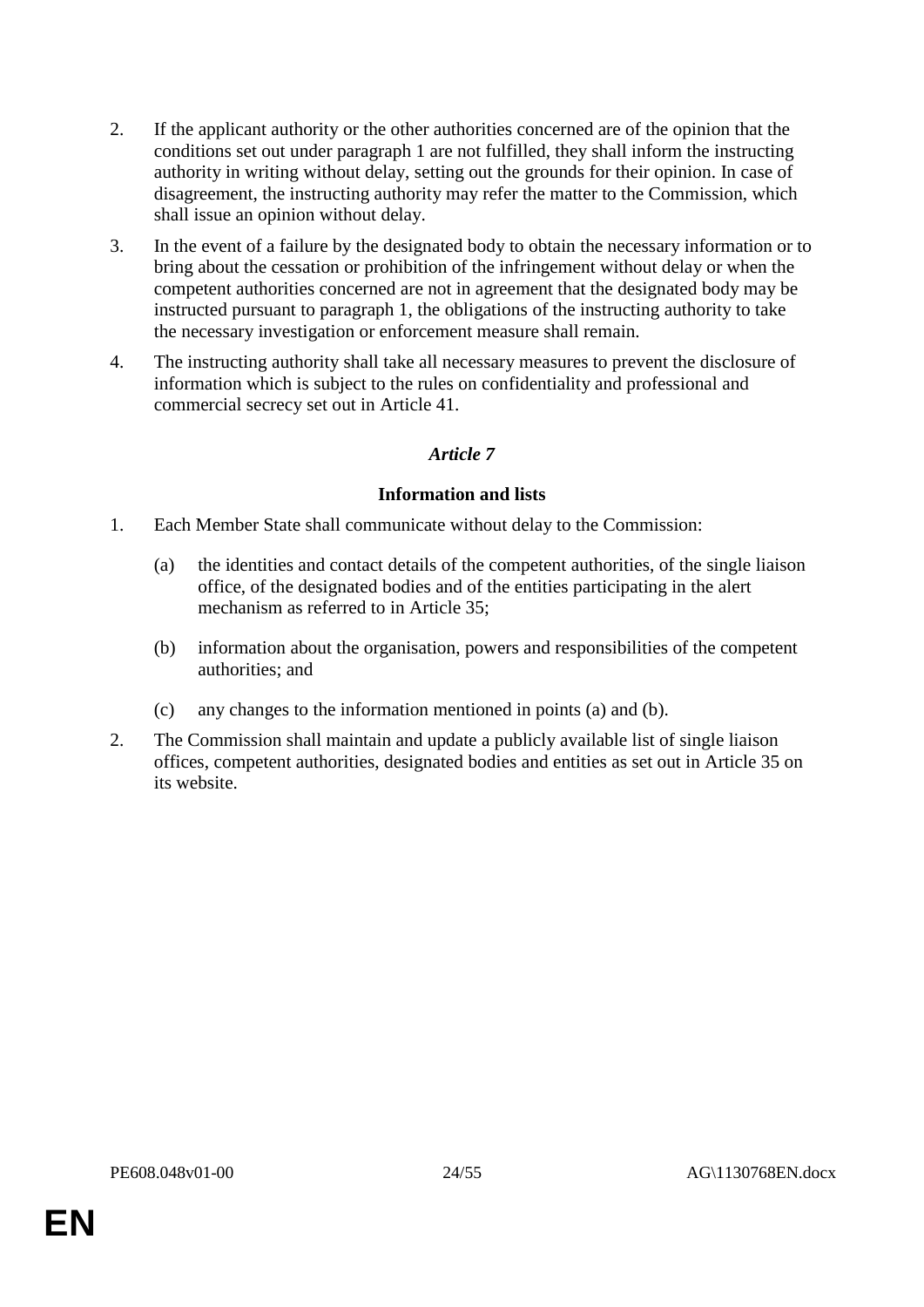2. If the applicant authority or the other authorities concerned are of the opinion that the conditions set out under paragraph 1 are not fulfilled, they shall inform the instructing authority in writing without delay, setting out the grounds for their opinion. In case of disagreement, the instructing authority may refer the matter to the Commission, which shall issue an opinion without delay.

3. In the event of a failure by the designated body to obtain the necessary information or to bring about the cessation or prohibition of the infringement without delay or when the competent authorities concerned are not in agreement that the designated body may be instructed pursuant to paragraph 1, the obligations of the instructing authority to take the necessary investigation or enforcement measure shall remain.

4. The instructing authority shall take all necessary measures to prevent the disclosure of information which is subject to the rules on confidentiality and professional and commercial secrecy set out in Article 41.

### *Article 7*

### Information and lists

1. Each Member State shall communicate without delay to the Commission:

   (a) the identities and contact details of the competent authorities, of the single liaison office, of the designated bodies and of the entities participating in the alert mechanism as referred to in Article 35;

   (b) information about the organisation, powers and responsibilities of the competent authorities; and

   (c) any changes to the information mentioned in points (a) and (b).

2. The Commission shall maintain and update a publicly available list of single liaison offices, competent authorities, designated bodies and entities as set out in Article 35 on its website.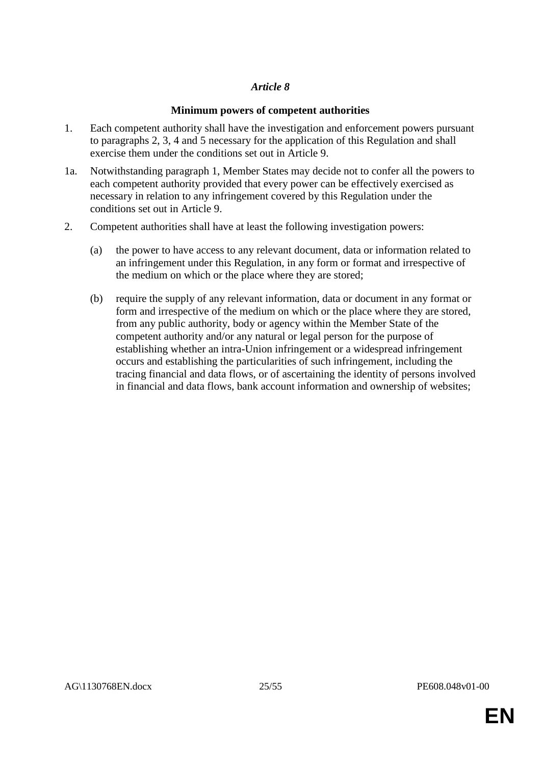*Article 8*

**Minimum powers of competent authorities**

1. Each competent authority shall have the investigation and enforcement powers pursuant to paragraphs 2, 3, 4 and 5 necessary for the application of this Regulation and shall exercise them under the conditions set out in Article 9.

1a. Notwithstanding paragraph 1, Member States may decide not to confer all the powers to each competent authority provided that every power can be effectively exercised as necessary in relation to any infringement covered by this Regulation under the conditions set out in Article 9.

2. Competent authorities shall have at least the following investigation powers:

   (a) the power to have access to any relevant document, data or information related to an infringement under this Regulation, in any form or format and irrespective of the medium on which or the place where they are stored;

   (b) require the supply of any relevant information, data or document in any format or form and irrespective of the medium on which or the place where they are stored, from any public authority, body or agency within the Member State of the competent authority and/or any natural or legal person for the purpose of establishing whether an intra-Union infringement or a widespread infringement occurs and establishing the particularities of such infringement, including the tracing financial and data flows, or of ascertaining the identity of persons involved in financial and data flows, bank account information and ownership of websites;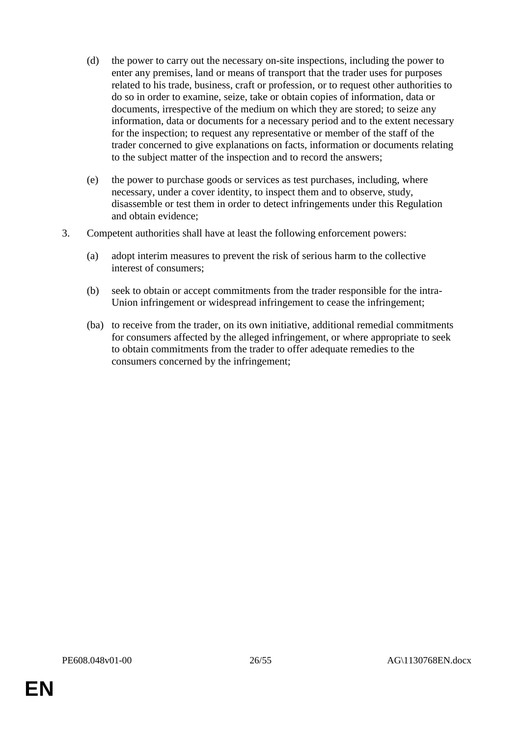(d) the power to carry out the necessary on-site inspections, including the power to enter any premises, land or means of transport that the trader uses for purposes related to his trade, business, craft or profession, or to request other authorities to do so in order to examine, seize, take or obtain copies of information, data or documents, irrespective of the medium on which they are stored; to seize any information, data or documents for a necessary period and to the extent necessary for the inspection; to request any representative or member of the staff of the trader concerned to give explanations on facts, information or documents relating to the subject matter of the inspection and to record the answers;

(e) the power to purchase goods or services as test purchases, including, where necessary, under a cover identity, to inspect them and to observe, study, disassemble or test them in order to detect infringements under this Regulation and obtain evidence;

3. Competent authorities shall have at least the following enforcement powers:

(a) adopt interim measures to prevent the risk of serious harm to the collective interest of consumers;

(b) seek to obtain or accept commitments from the trader responsible for the intra-Union infringement or widespread infringement to cease the infringement;

(ba) to receive from the trader, on its own initiative, additional remedial commitments for consumers affected by the alleged infringement, or where appropriate to seek to obtain commitments from the trader to offer adequate remedies to the consumers concerned by the infringement;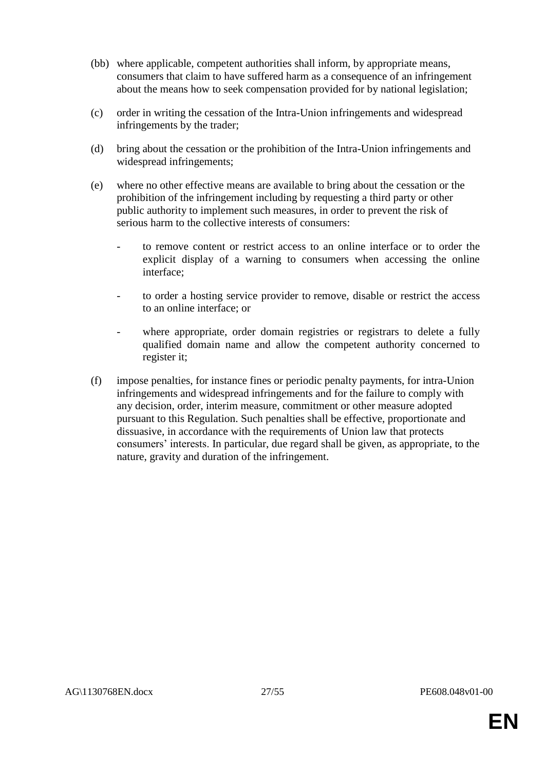(bb) where applicable, competent authorities shall inform, by appropriate means, consumers that claim to have suffered harm as a consequence of an infringement about the means how to seek compensation provided for by national legislation;

(c) order in writing the cessation of the Intra-Union infringements and widespread infringements by the trader;

(d) bring about the cessation or the prohibition of the Intra-Union infringements and widespread infringements;

(e) where no other effective means are available to bring about the cessation or the prohibition of the infringement including by requesting a third party or other public authority to implement such measures, in order to prevent the risk of serious harm to the collective interests of consumers:

- to remove content or restrict access to an online interface or to order the explicit display of a warning to consumers when accessing the online interface;
- to order a hosting service provider to remove, disable or restrict the access to an online interface; or
- where appropriate, order domain registries or registrars to delete a fully qualified domain name and allow the competent authority concerned to register it;

(f) impose penalties, for instance fines or periodic penalty payments, for intra-Union infringements and widespread infringements and for the failure to comply with any decision, order, interim measure, commitment or other measure adopted pursuant to this Regulation. Such penalties shall be effective, proportionate and dissuasive, in accordance with the requirements of Union law that protects consumers' interests. In particular, due regard shall be given, as appropriate, to the nature, gravity and duration of the infringement.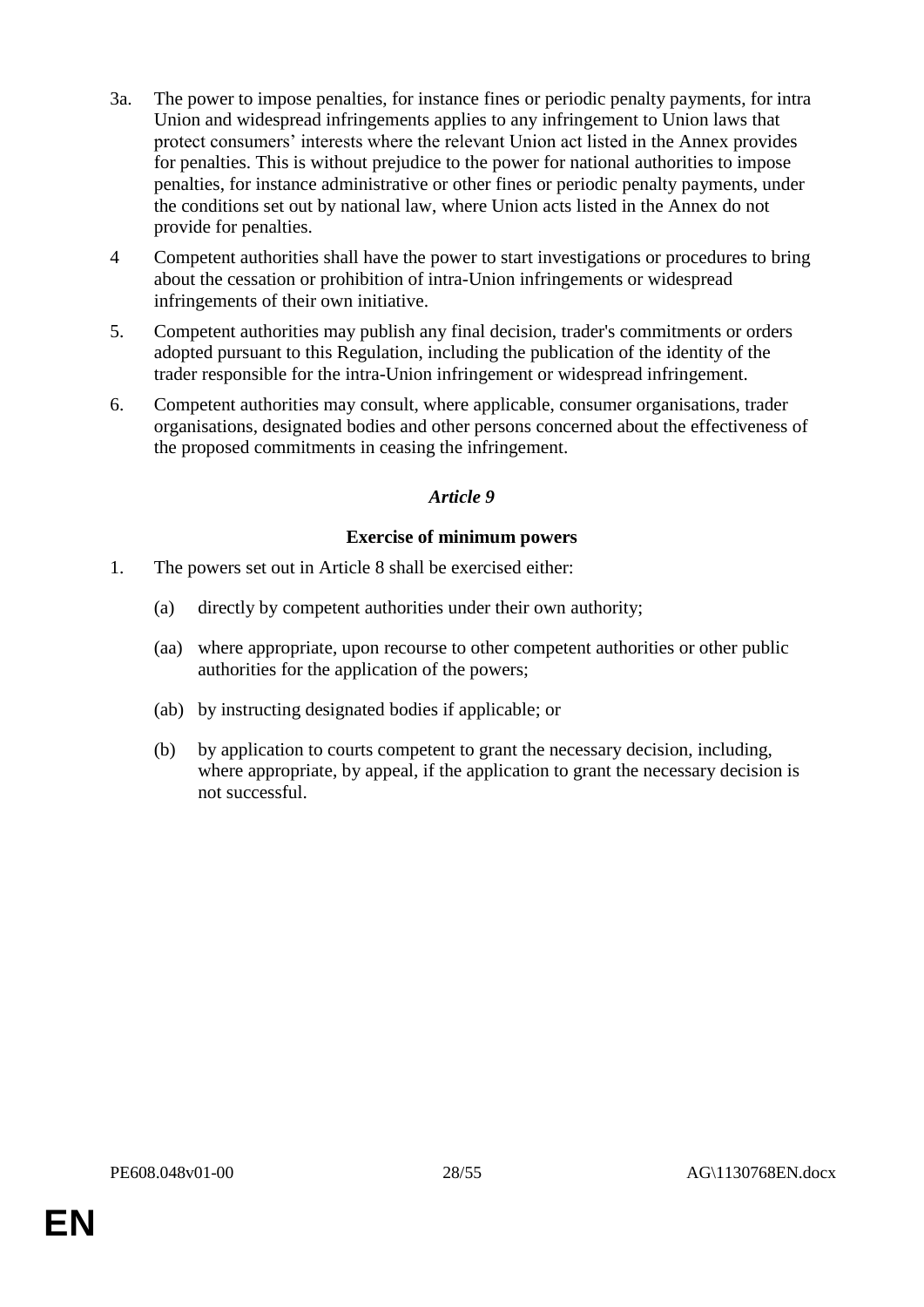3a. The power to impose penalties, for instance fines or periodic penalty payments, for intra Union and widespread infringements applies to any infringement to Union laws that protect consumers' interests where the relevant Union act listed in the Annex provides for penalties. This is without prejudice to the power for national authorities to impose penalties, for instance administrative or other fines or periodic penalty payments, under the conditions set out by national law, where Union acts listed in the Annex do not provide for penalties.

4 Competent authorities shall have the power to start investigations or procedures to bring about the cessation or prohibition of intra-Union infringements or widespread infringements of their own initiative.

5. Competent authorities may publish any final decision, trader's commitments or orders adopted pursuant to this Regulation, including the publication of the identity of the trader responsible for the intra-Union infringement or widespread infringement.

6. Competent authorities may consult, where applicable, consumer organisations, trader organisations, designated bodies and other persons concerned about the effectiveness of the proposed commitments in ceasing the infringement.

*Article 9*

**Exercise of minimum powers**

1. The powers set out in Article 8 shall be exercised either:

   (a) directly by competent authorities under their own authority;

   (aa) where appropriate, upon recourse to other competent authorities or other public authorities for the application of the powers;

   (ab) by instructing designated bodies if applicable; or

   (b) by application to courts competent to grant the necessary decision, including, where appropriate, by appeal, if the application to grant the necessary decision is not successful.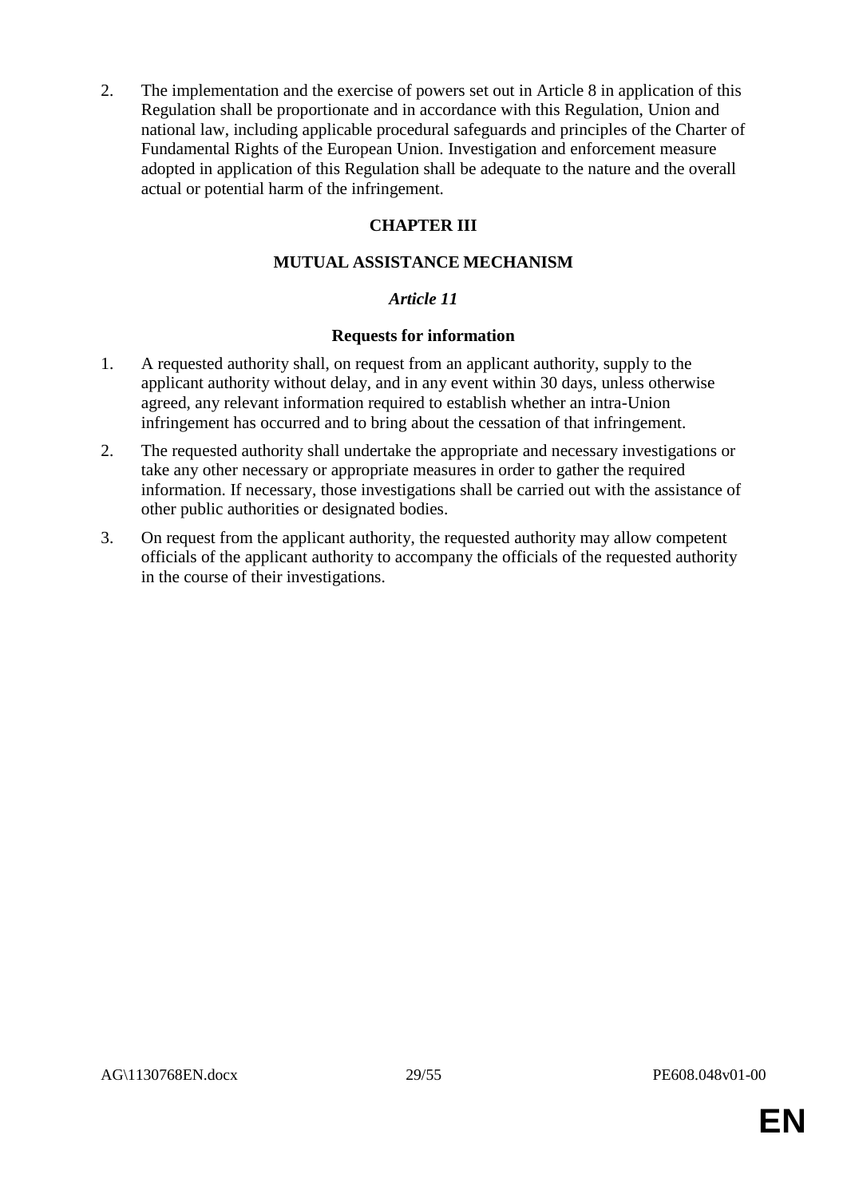2. The implementation and the exercise of powers set out in Article 8 in application of this Regulation shall be proportionate and in accordance with this Regulation, Union and national law, including applicable procedural safeguards and principles of the Charter of Fundamental Rights of the European Union. Investigation and enforcement measure adopted in application of this Regulation shall be adequate to the nature and the overall actual or potential harm of the infringement.

## CHAPTER III

## MUTUAL ASSISTANCE MECHANISM

### *Article 11*

### Requests for information

1. A requested authority shall, on request from an applicant authority, supply to the applicant authority without delay, and in any event within 30 days, unless otherwise agreed, any relevant information required to establish whether an intra-Union infringement has occurred and to bring about the cessation of that infringement.

2. The requested authority shall undertake the appropriate and necessary investigations or take any other necessary or appropriate measures in order to gather the required information. If necessary, those investigations shall be carried out with the assistance of other public authorities or designated bodies.

3. On request from the applicant authority, the requested authority may allow competent officials of the applicant authority to accompany the officials of the requested authority in the course of their investigations.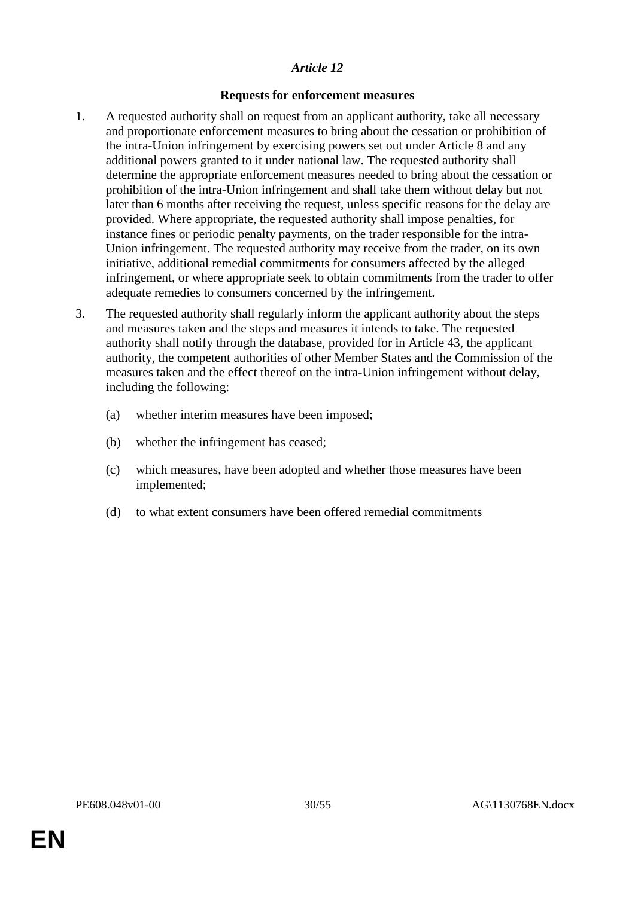*Article 12*

**Requests for enforcement measures**

1. A requested authority shall on request from an applicant authority, take all necessary and proportionate enforcement measures to bring about the cessation or prohibition of the intra-Union infringement by exercising powers set out under Article 8 and any additional powers granted to it under national law. The requested authority shall determine the appropriate enforcement measures needed to bring about the cessation or prohibition of the intra-Union infringement and shall take them without delay but not later than 6 months after receiving the request, unless specific reasons for the delay are provided. Where appropriate, the requested authority shall impose penalties, for instance fines or periodic penalty payments, on the trader responsible for the intra-Union infringement. The requested authority may receive from the trader, on its own initiative, additional remedial commitments for consumers affected by the alleged infringement, or where appropriate seek to obtain commitments from the trader to offer adequate remedies to consumers concerned by the infringement.

3. The requested authority shall regularly inform the applicant authority about the steps and measures taken and the steps and measures it intends to take. The requested authority shall notify through the database, provided for in Article 43, the applicant authority, the competent authorities of other Member States and the Commission of the measures taken and the effect thereof on the intra-Union infringement without delay, including the following:

   (a) whether interim measures have been imposed;

   (b) whether the infringement has ceased;

   (c) which measures, have been adopted and whether those measures have been implemented;

   (d) to what extent consumers have been offered remedial commitments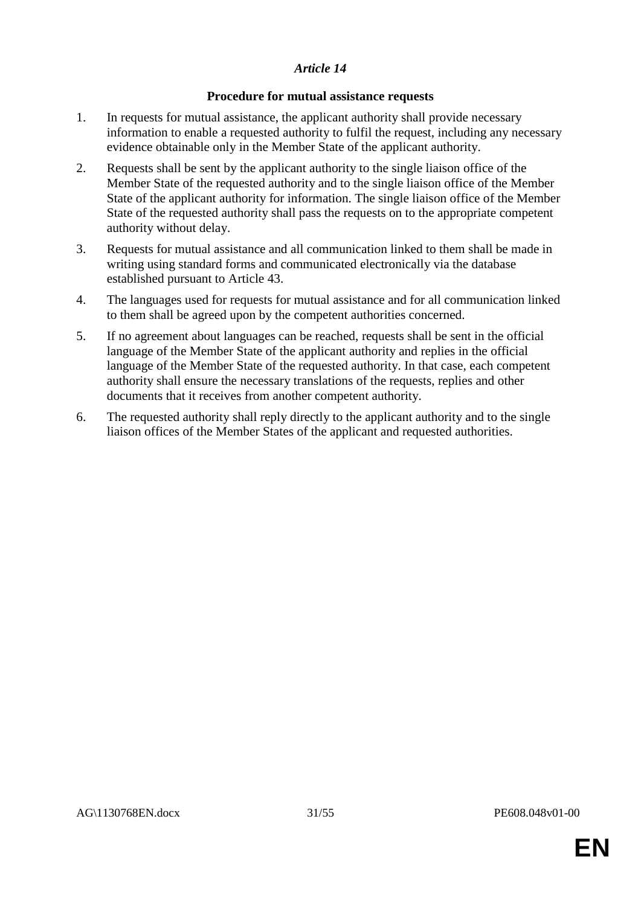*Article 14*

**Procedure for mutual assistance requests**

1. In requests for mutual assistance, the applicant authority shall provide necessary information to enable a requested authority to fulfil the request, including any necessary evidence obtainable only in the Member State of the applicant authority.

2. Requests shall be sent by the applicant authority to the single liaison office of the Member State of the requested authority and to the single liaison office of the Member State of the applicant authority for information. The single liaison office of the Member State of the requested authority shall pass the requests on to the appropriate competent authority without delay.

3. Requests for mutual assistance and all communication linked to them shall be made in writing using standard forms and communicated electronically via the database established pursuant to Article 43.

4. The languages used for requests for mutual assistance and for all communication linked to them shall be agreed upon by the competent authorities concerned.

5. If no agreement about languages can be reached, requests shall be sent in the official language of the Member State of the applicant authority and replies in the official language of the Member State of the requested authority. In that case, each competent authority shall ensure the necessary translations of the requests, replies and other documents that it receives from another competent authority.

6. The requested authority shall reply directly to the applicant authority and to the single liaison offices of the Member States of the applicant and requested authorities.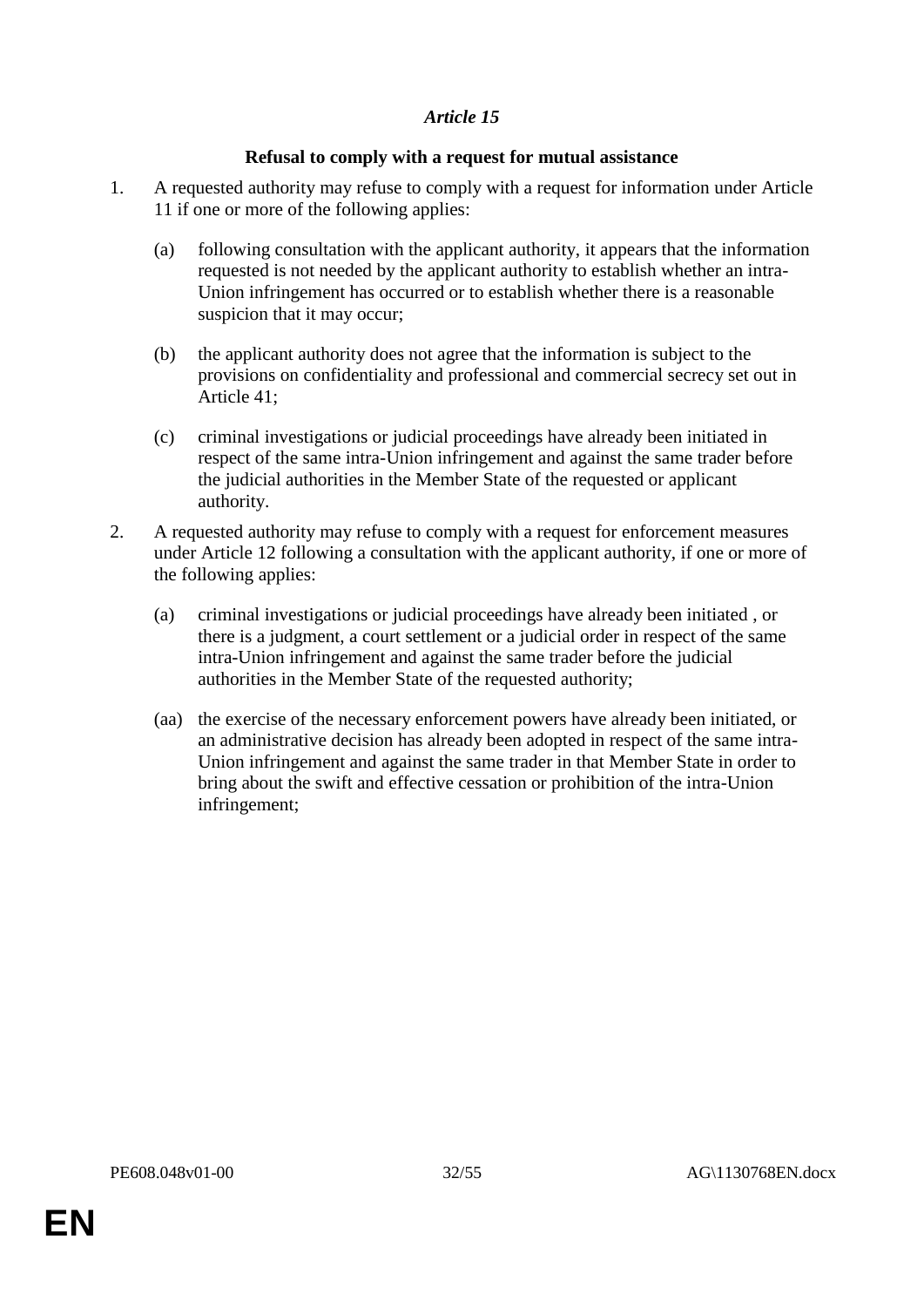*Article 15*

**Refusal to comply with a request for mutual assistance**

1. A requested authority may refuse to comply with a request for information under Article 11 if one or more of the following applies:

   (a) following consultation with the applicant authority, it appears that the information requested is not needed by the applicant authority to establish whether an intra-Union infringement has occurred or to establish whether there is a reasonable suspicion that it may occur;

   (b) the applicant authority does not agree that the information is subject to the provisions on confidentiality and professional and commercial secrecy set out in Article 41;

   (c) criminal investigations or judicial proceedings have already been initiated in respect of the same intra-Union infringement and against the same trader before the judicial authorities in the Member State of the requested or applicant authority.

2. A requested authority may refuse to comply with a request for enforcement measures under Article 12 following a consultation with the applicant authority, if one or more of the following applies:

   (a) criminal investigations or judicial proceedings have already been initiated , or there is a judgment, a court settlement or a judicial order in respect of the same intra-Union infringement and against the same trader before the judicial authorities in the Member State of the requested authority;

   (aa) the exercise of the necessary enforcement powers have already been initiated, or an administrative decision has already been adopted in respect of the same intra-Union infringement and against the same trader in that Member State in order to bring about the swift and effective cessation or prohibition of the intra-Union infringement;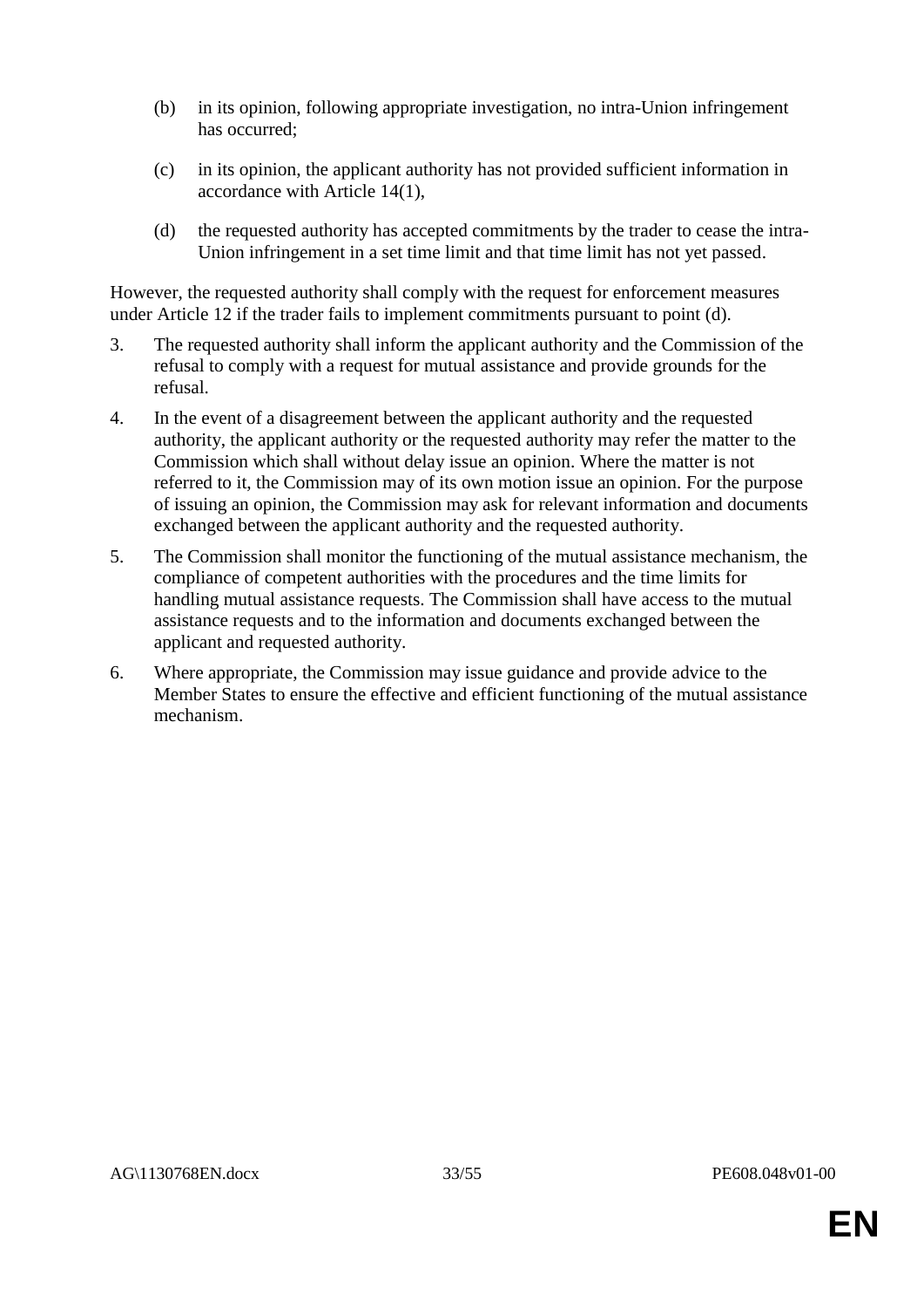(b) in its opinion, following appropriate investigation, no intra-Union infringement has occurred;

(c) in its opinion, the applicant authority has not provided sufficient information in accordance with Article 14(1),

(d) the requested authority has accepted commitments by the trader to cease the intra-Union infringement in a set time limit and that time limit has not yet passed.

However, the requested authority shall comply with the request for enforcement measures under Article 12 if the trader fails to implement commitments pursuant to point (d).

3. The requested authority shall inform the applicant authority and the Commission of the refusal to comply with a request for mutual assistance and provide grounds for the refusal.

4. In the event of a disagreement between the applicant authority and the requested authority, the applicant authority or the requested authority may refer the matter to the Commission which shall without delay issue an opinion. Where the matter is not referred to it, the Commission may of its own motion issue an opinion. For the purpose of issuing an opinion, the Commission may ask for relevant information and documents exchanged between the applicant authority and the requested authority.

5. The Commission shall monitor the functioning of the mutual assistance mechanism, the compliance of competent authorities with the procedures and the time limits for handling mutual assistance requests. The Commission shall have access to the mutual assistance requests and to the information and documents exchanged between the applicant and requested authority.

6. Where appropriate, the Commission may issue guidance and provide advice to the Member States to ensure the effective and efficient functioning of the mutual assistance mechanism.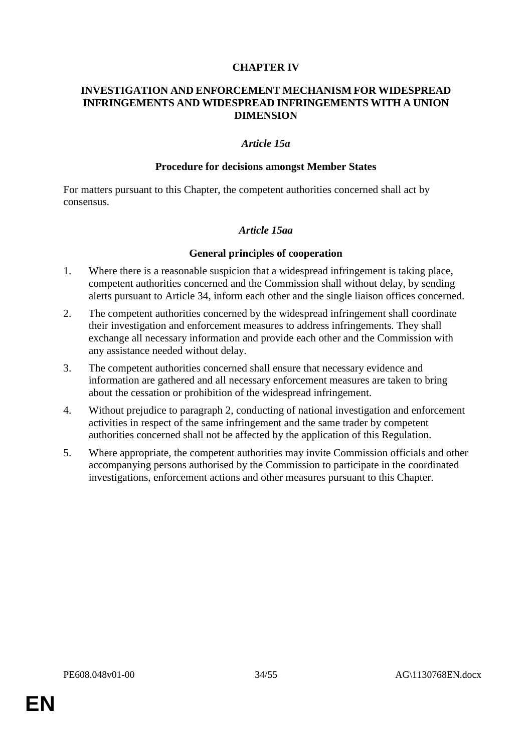# CHAPTER IV

## INVESTIGATION AND ENFORCEMENT MECHANISM FOR WIDESPREAD INFRINGEMENTS AND WIDESPREAD INFRINGEMENTS WITH A UNION DIMENSION

### *Article 15a*

### Procedure for decisions amongst Member States

For matters pursuant to this Chapter, the competent authorities concerned shall act by consensus.

### *Article 15aa*

### General principles of cooperation

1. Where there is a reasonable suspicion that a widespread infringement is taking place, competent authorities concerned and the Commission shall without delay, by sending alerts pursuant to Article 34, inform each other and the single liaison offices concerned.

2. The competent authorities concerned by the widespread infringement shall coordinate their investigation and enforcement measures to address infringements. They shall exchange all necessary information and provide each other and the Commission with any assistance needed without delay.

3. The competent authorities concerned shall ensure that necessary evidence and information are gathered and all necessary enforcement measures are taken to bring about the cessation or prohibition of the widespread infringement.

4. Without prejudice to paragraph 2, conducting of national investigation and enforcement activities in respect of the same infringement and the same trader by competent authorities concerned shall not be affected by the application of this Regulation.

5. Where appropriate, the competent authorities may invite Commission officials and other accompanying persons authorised by the Commission to participate in the coordinated investigations, enforcement actions and other measures pursuant to this Chapter.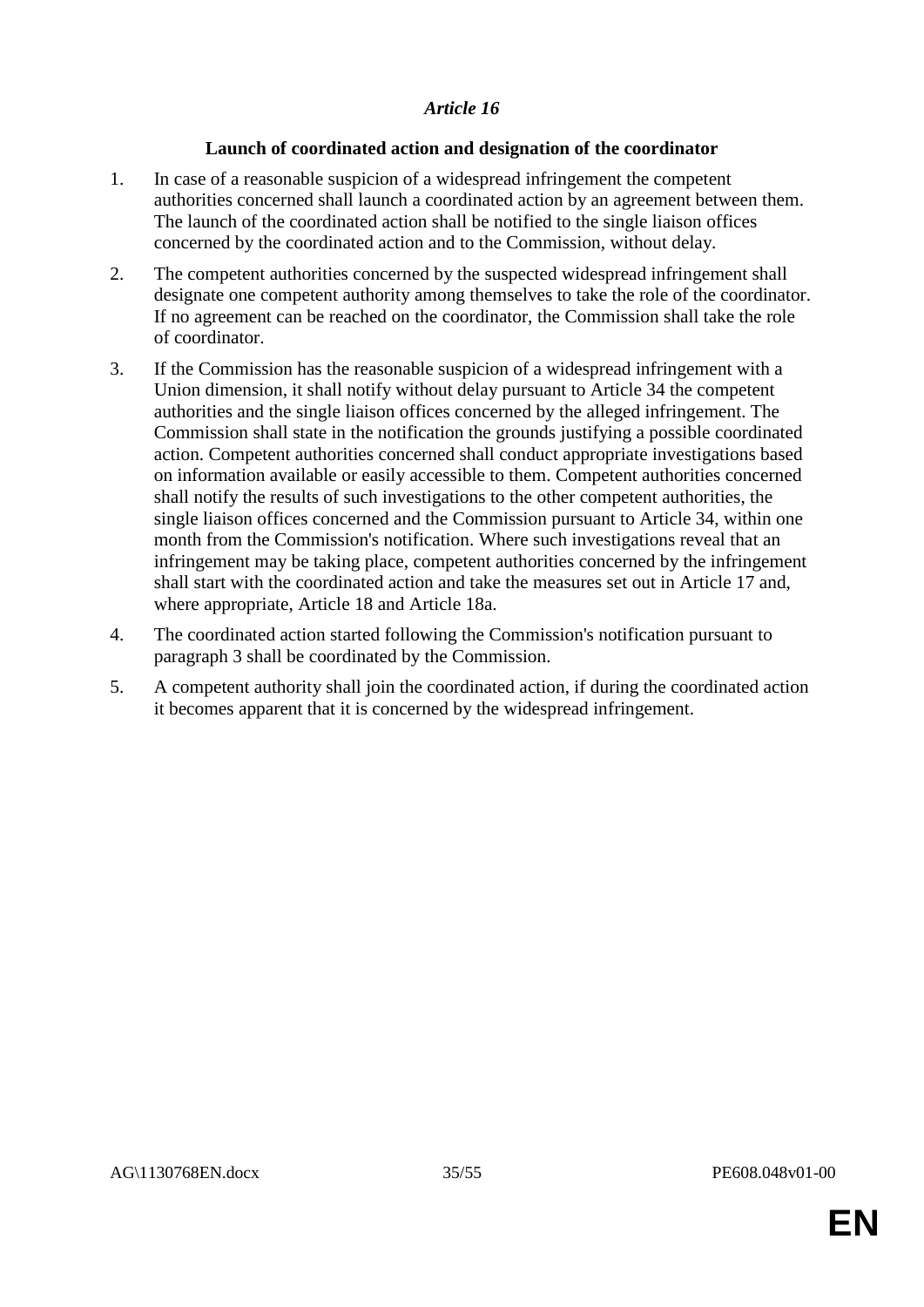*Article 16*

**Launch of coordinated action and designation of the coordinator**

1. In case of a reasonable suspicion of a widespread infringement the competent authorities concerned shall launch a coordinated action by an agreement between them. The launch of the coordinated action shall be notified to the single liaison offices concerned by the coordinated action and to the Commission, without delay.

2. The competent authorities concerned by the suspected widespread infringement shall designate one competent authority among themselves to take the role of the coordinator. If no agreement can be reached on the coordinator, the Commission shall take the role of coordinator.

3. If the Commission has the reasonable suspicion of a widespread infringement with a Union dimension, it shall notify without delay pursuant to Article 34 the competent authorities and the single liaison offices concerned by the alleged infringement. The Commission shall state in the notification the grounds justifying a possible coordinated action. Competent authorities concerned shall conduct appropriate investigations based on information available or easily accessible to them. Competent authorities concerned shall notify the results of such investigations to the other competent authorities, the single liaison offices concerned and the Commission pursuant to Article 34, within one month from the Commission's notification. Where such investigations reveal that an infringement may be taking place, competent authorities concerned by the infringement shall start with the coordinated action and take the measures set out in Article 17 and, where appropriate, Article 18 and Article 18a.

4. The coordinated action started following the Commission's notification pursuant to paragraph 3 shall be coordinated by the Commission.

5. A competent authority shall join the coordinated action, if during the coordinated action it becomes apparent that it is concerned by the widespread infringement.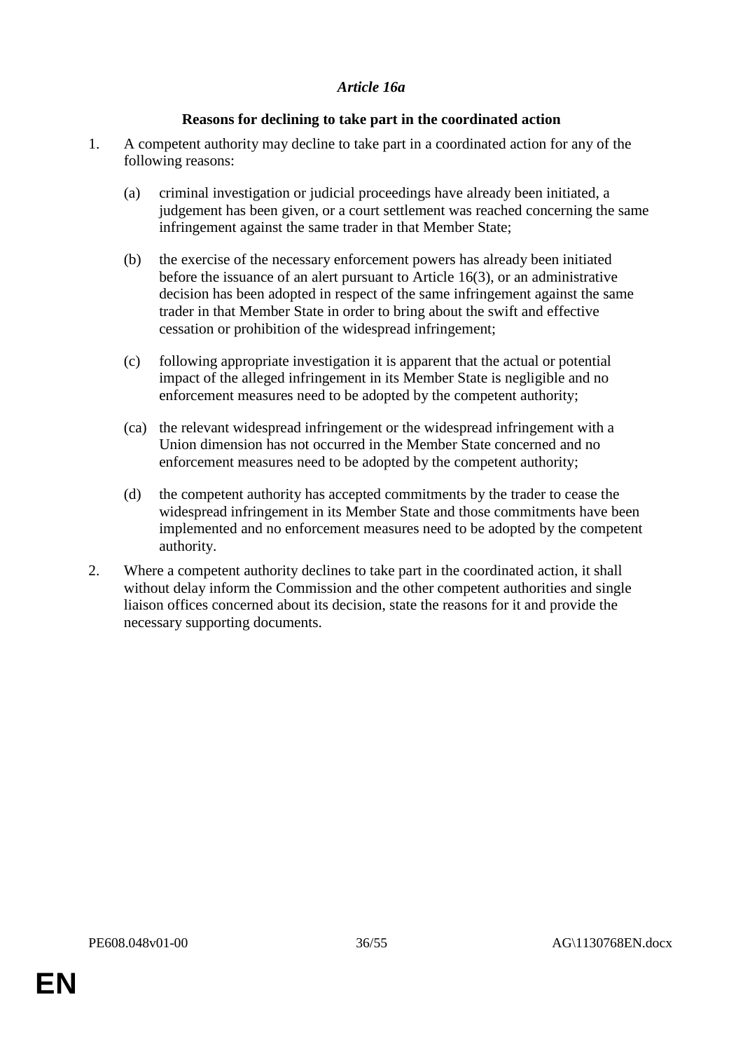*Article 16a*

**Reasons for declining to take part in the coordinated action**

1. A competent authority may decline to take part in a coordinated action for any of the following reasons:

   (a) criminal investigation or judicial proceedings have already been initiated, a judgement has been given, or a court settlement was reached concerning the same infringement against the same trader in that Member State;

   (b) the exercise of the necessary enforcement powers has already been initiated before the issuance of an alert pursuant to Article 16(3), or an administrative decision has been adopted in respect of the same infringement against the same trader in that Member State in order to bring about the swift and effective cessation or prohibition of the widespread infringement;

   (c) following appropriate investigation it is apparent that the actual or potential impact of the alleged infringement in its Member State is negligible and no enforcement measures need to be adopted by the competent authority;

   (ca) the relevant widespread infringement or the widespread infringement with a Union dimension has not occurred in the Member State concerned and no enforcement measures need to be adopted by the competent authority;

   (d) the competent authority has accepted commitments by the trader to cease the widespread infringement in its Member State and those commitments have been implemented and no enforcement measures need to be adopted by the competent authority.

2. Where a competent authority declines to take part in the coordinated action, it shall without delay inform the Commission and the other competent authorities and single liaison offices concerned about its decision, state the reasons for it and provide the necessary supporting documents.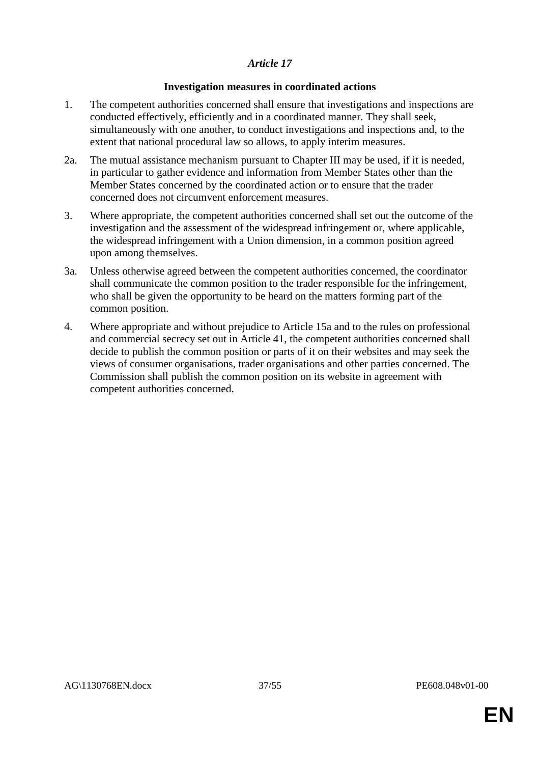*Article 17*

**Investigation measures in coordinated actions**

1. The competent authorities concerned shall ensure that investigations and inspections are conducted effectively, efficiently and in a coordinated manner. They shall seek, simultaneously with one another, to conduct investigations and inspections and, to the extent that national procedural law so allows, to apply interim measures.

2a. The mutual assistance mechanism pursuant to Chapter III may be used, if it is needed, in particular to gather evidence and information from Member States other than the Member States concerned by the coordinated action or to ensure that the trader concerned does not circumvent enforcement measures.

3. Where appropriate, the competent authorities concerned shall set out the outcome of the investigation and the assessment of the widespread infringement or, where applicable, the widespread infringement with a Union dimension, in a common position agreed upon among themselves.

3a. Unless otherwise agreed between the competent authorities concerned, the coordinator shall communicate the common position to the trader responsible for the infringement, who shall be given the opportunity to be heard on the matters forming part of the common position.

4. Where appropriate and without prejudice to Article 15a and to the rules on professional and commercial secrecy set out in Article 41, the competent authorities concerned shall decide to publish the common position or parts of it on their websites and may seek the views of consumer organisations, trader organisations and other parties concerned. The Commission shall publish the common position on its website in agreement with competent authorities concerned.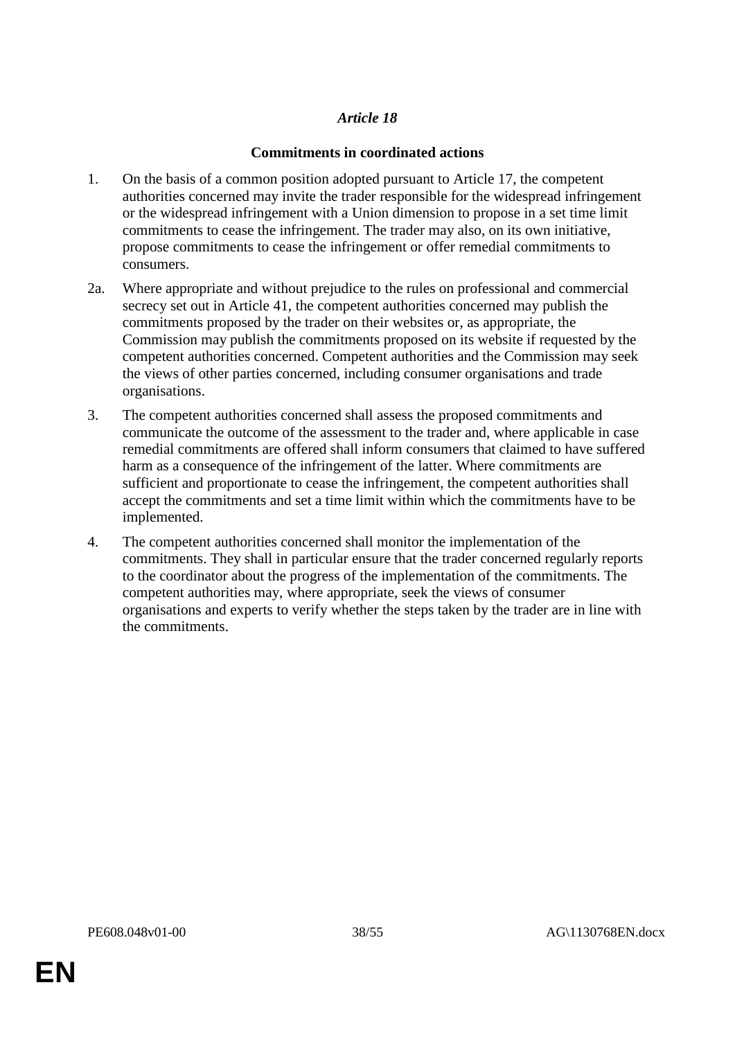*Article 18*

**Commitments in coordinated actions**

1. On the basis of a common position adopted pursuant to Article 17, the competent authorities concerned may invite the trader responsible for the widespread infringement or the widespread infringement with a Union dimension to propose in a set time limit commitments to cease the infringement. The trader may also, on its own initiative, propose commitments to cease the infringement or offer remedial commitments to consumers.

2a. Where appropriate and without prejudice to the rules on professional and commercial secrecy set out in Article 41, the competent authorities concerned may publish the commitments proposed by the trader on their websites or, as appropriate, the Commission may publish the commitments proposed on its website if requested by the competent authorities concerned. Competent authorities and the Commission may seek the views of other parties concerned, including consumer organisations and trade organisations.

3. The competent authorities concerned shall assess the proposed commitments and communicate the outcome of the assessment to the trader and, where applicable in case remedial commitments are offered shall inform consumers that claimed to have suffered harm as a consequence of the infringement of the latter. Where commitments are sufficient and proportionate to cease the infringement, the competent authorities shall accept the commitments and set a time limit within which the commitments have to be implemented.

4. The competent authorities concerned shall monitor the implementation of the commitments. They shall in particular ensure that the trader concerned regularly reports to the coordinator about the progress of the implementation of the commitments. The competent authorities may, where appropriate, seek the views of consumer organisations and experts to verify whether the steps taken by the trader are in line with the commitments.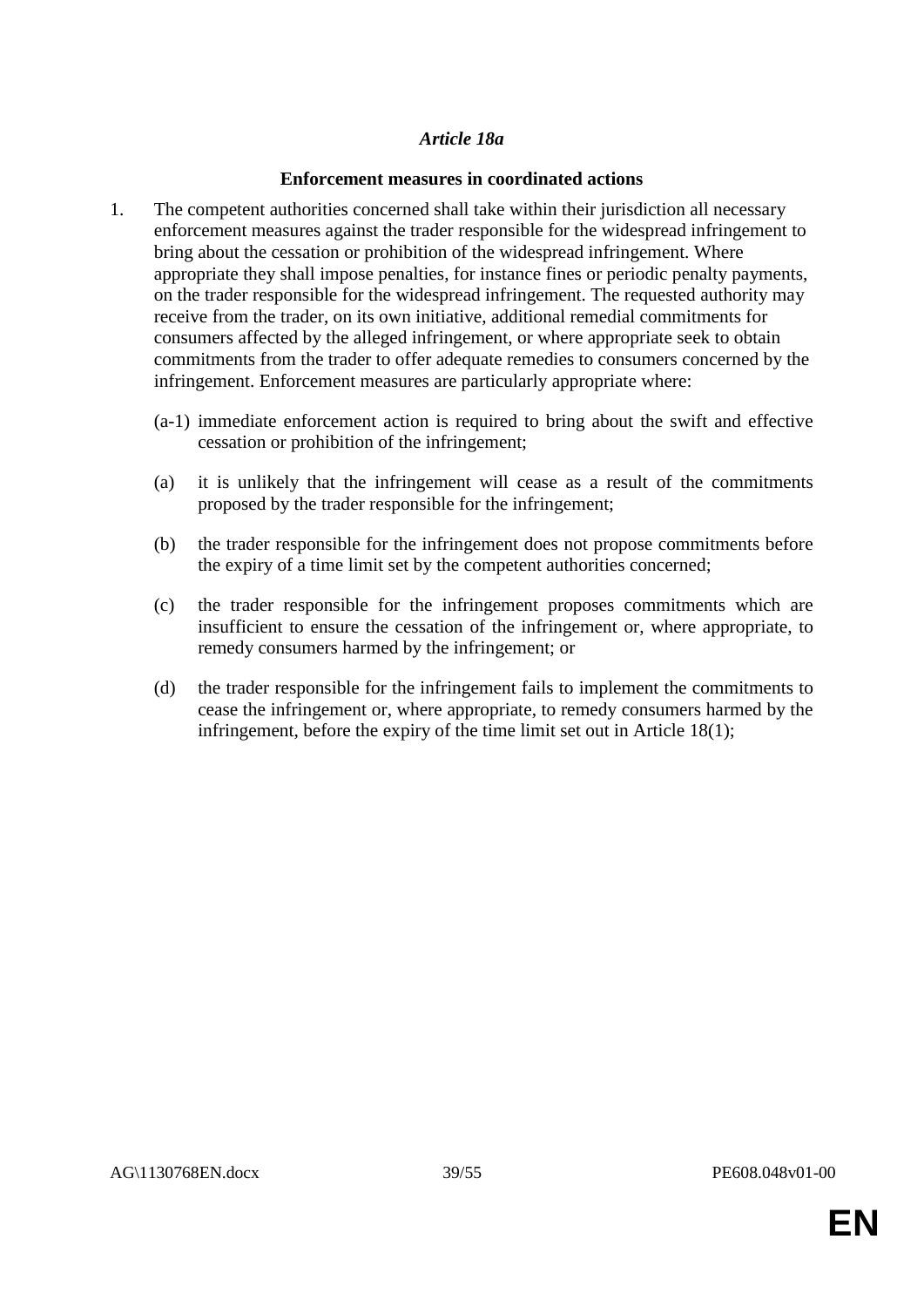*Article 18a*

**Enforcement measures in coordinated actions**

1. The competent authorities concerned shall take within their jurisdiction all necessary enforcement measures against the trader responsible for the widespread infringement to bring about the cessation or prohibition of the widespread infringement. Where appropriate they shall impose penalties, for instance fines or periodic penalty payments, on the trader responsible for the widespread infringement. The requested authority may receive from the trader, on its own initiative, additional remedial commitments for consumers affected by the alleged infringement, or where appropriate seek to obtain commitments from the trader to offer adequate remedies to consumers concerned by the infringement. Enforcement measures are particularly appropriate where:

   (a-1) immediate enforcement action is required to bring about the swift and effective cessation or prohibition of the infringement;

   (a) it is unlikely that the infringement will cease as a result of the commitments proposed by the trader responsible for the infringement;

   (b) the trader responsible for the infringement does not propose commitments before the expiry of a time limit set by the competent authorities concerned;

   (c) the trader responsible for the infringement proposes commitments which are insufficient to ensure the cessation of the infringement or, where appropriate, to remedy consumers harmed by the infringement; or

   (d) the trader responsible for the infringement fails to implement the commitments to cease the infringement or, where appropriate, to remedy consumers harmed by the infringement, before the expiry of the time limit set out in Article 18(1);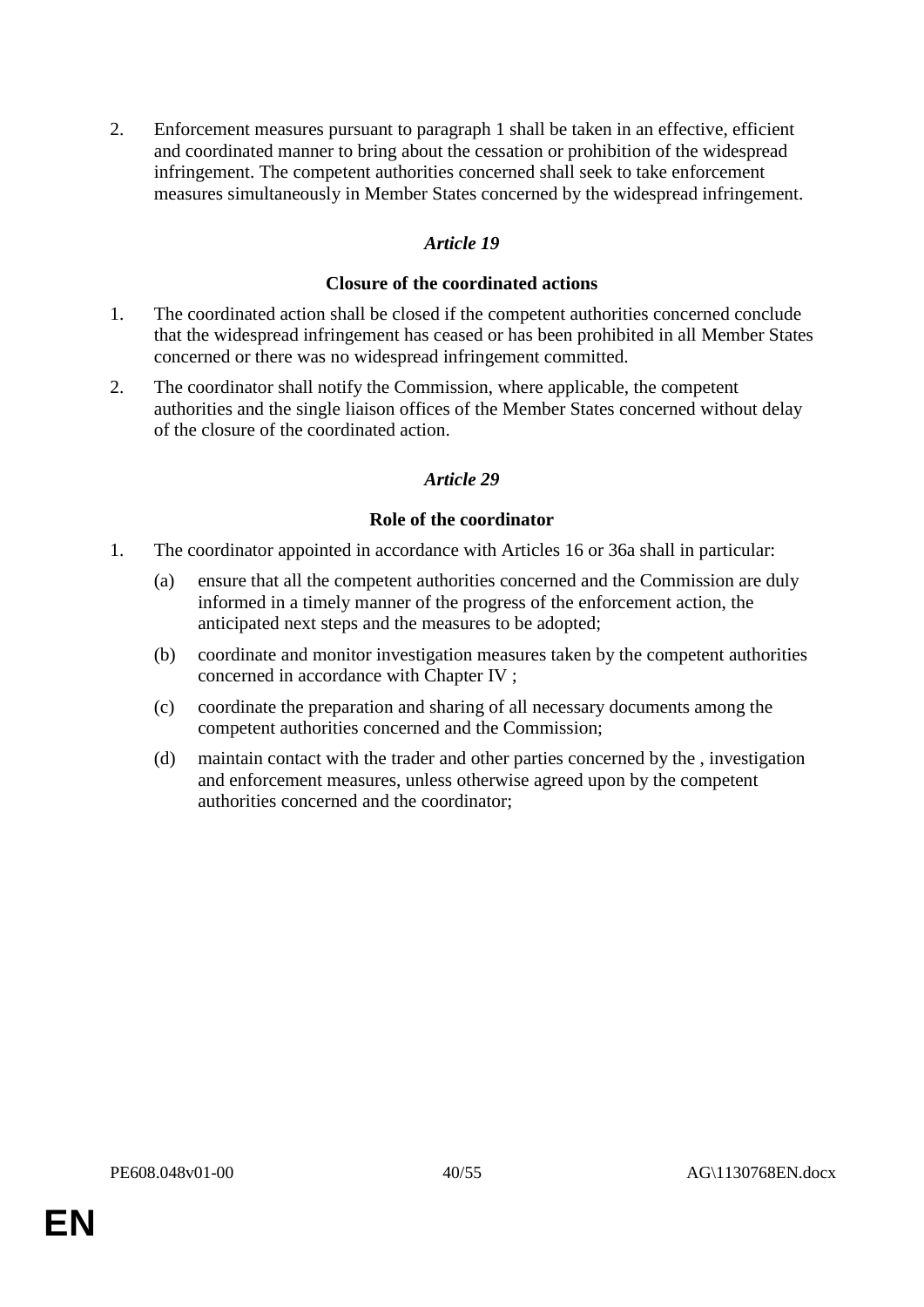2. Enforcement measures pursuant to paragraph 1 shall be taken in an effective, efficient and coordinated manner to bring about the cessation or prohibition of the widespread infringement. The competent authorities concerned shall seek to take enforcement measures simultaneously in Member States concerned by the widespread infringement.

### *Article 19*

### Closure of the coordinated actions

1. The coordinated action shall be closed if the competent authorities concerned conclude that the widespread infringement has ceased or has been prohibited in all Member States concerned or there was no widespread infringement committed.

2. The coordinator shall notify the Commission, where applicable, the competent authorities and the single liaison offices of the Member States concerned without delay of the closure of the coordinated action.

### *Article 29*

### Role of the coordinator

1. The coordinator appointed in accordance with Articles 16 or 36a shall in particular:

   (a) ensure that all the competent authorities concerned and the Commission are duly informed in a timely manner of the progress of the enforcement action, the anticipated next steps and the measures to be adopted;

   (b) coordinate and monitor investigation measures taken by the competent authorities concerned in accordance with Chapter IV ;

   (c) coordinate the preparation and sharing of all necessary documents among the competent authorities concerned and the Commission;

   (d) maintain contact with the trader and other parties concerned by the , investigation and enforcement measures, unless otherwise agreed upon by the competent authorities concerned and the coordinator;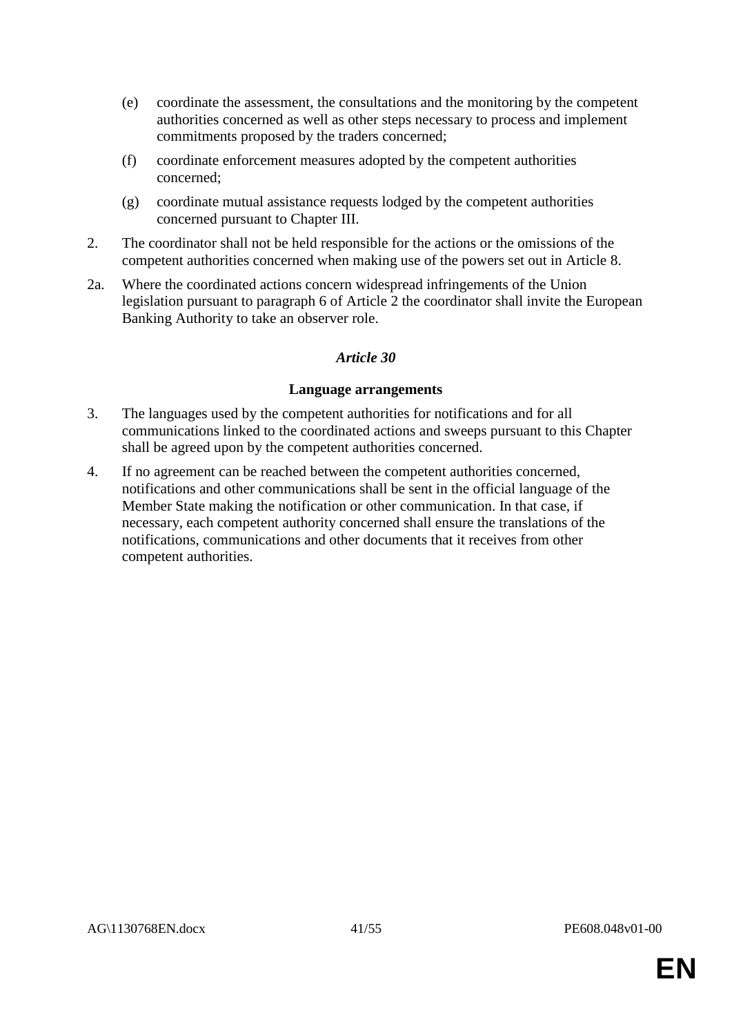(e) coordinate the assessment, the consultations and the monitoring by the competent authorities concerned as well as other steps necessary to process and implement commitments proposed by the traders concerned;

(f) coordinate enforcement measures adopted by the competent authorities concerned;

(g) coordinate mutual assistance requests lodged by the competent authorities concerned pursuant to Chapter III.

2. The coordinator shall not be held responsible for the actions or the omissions of the competent authorities concerned when making use of the powers set out in Article 8.

2a. Where the coordinated actions concern widespread infringements of the Union legislation pursuant to paragraph 6 of Article 2 the coordinator shall invite the European Banking Authority to take an observer role.

*Article 30*

**Language arrangements**

3. The languages used by the competent authorities for notifications and for all communications linked to the coordinated actions and sweeps pursuant to this Chapter shall be agreed upon by the competent authorities concerned.

4. If no agreement can be reached between the competent authorities concerned, notifications and other communications shall be sent in the official language of the Member State making the notification or other communication. In that case, if necessary, each competent authority concerned shall ensure the translations of the notifications, communications and other documents that it receives from other competent authorities.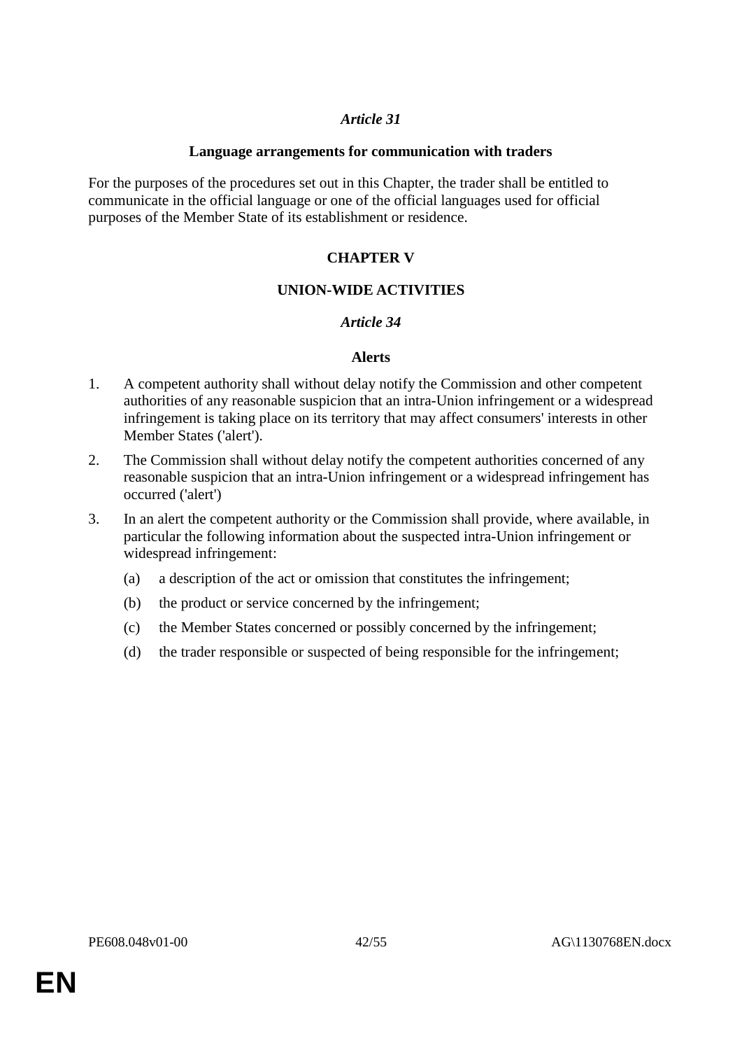### *Article 31*

**Language arrangements for communication with traders**

For the purposes of the procedures set out in this Chapter, the trader shall be entitled to communicate in the official language or one of the official languages used for official purposes of the Member State of its establishment or residence.

## CHAPTER V

## UNION-WIDE ACTIVITIES

### *Article 34*

**Alerts**

1. A competent authority shall without delay notify the Commission and other competent authorities of any reasonable suspicion that an intra-Union infringement or a widespread infringement is taking place on its territory that may affect consumers' interests in other Member States ('alert').

2. The Commission shall without delay notify the competent authorities concerned of any reasonable suspicion that an intra-Union infringement or a widespread infringement has occurred ('alert')

3. In an alert the competent authority or the Commission shall provide, where available, in particular the following information about the suspected intra-Union infringement or widespread infringement:

   (a) a description of the act or omission that constitutes the infringement;

   (b) the product or service concerned by the infringement;

   (c) the Member States concerned or possibly concerned by the infringement;

   (d) the trader responsible or suspected of being responsible for the infringement;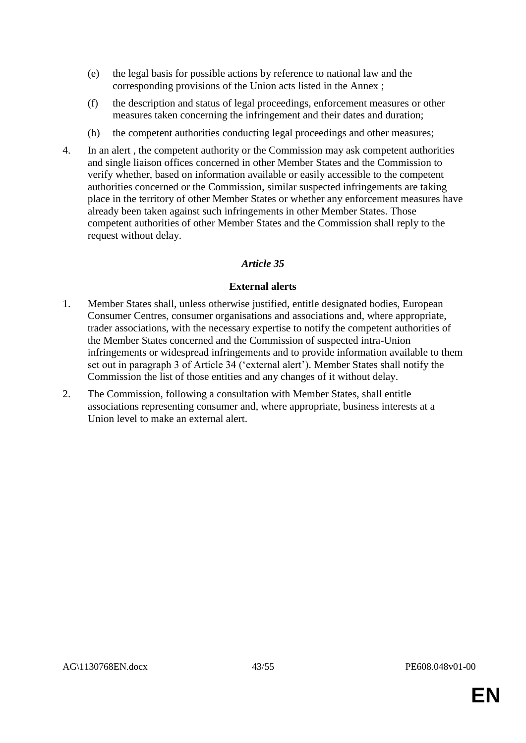(e) the legal basis for possible actions by reference to national law and the corresponding provisions of the Union acts listed in the Annex ;

(f) the description and status of legal proceedings, enforcement measures or other measures taken concerning the infringement and their dates and duration;

(h) the competent authorities conducting legal proceedings and other measures;

4. In an alert , the competent authority or the Commission may ask competent authorities and single liaison offices concerned in other Member States and the Commission to verify whether, based on information available or easily accessible to the competent authorities concerned or the Commission, similar suspected infringements are taking place in the territory of other Member States or whether any enforcement measures have already been taken against such infringements in other Member States. Those competent authorities of other Member States and the Commission shall reply to the request without delay.

### *Article 35*

### External alerts

1. Member States shall, unless otherwise justified, entitle designated bodies, European Consumer Centres, consumer organisations and associations and, where appropriate, trader associations, with the necessary expertise to notify the competent authorities of the Member States concerned and the Commission of suspected intra-Union infringements or widespread infringements and to provide information available to them set out in paragraph 3 of Article 34 ('external alert'). Member States shall notify the Commission the list of those entities and any changes of it without delay.

2. The Commission, following a consultation with Member States, shall entitle associations representing consumer and, where appropriate, business interests at a Union level to make an external alert.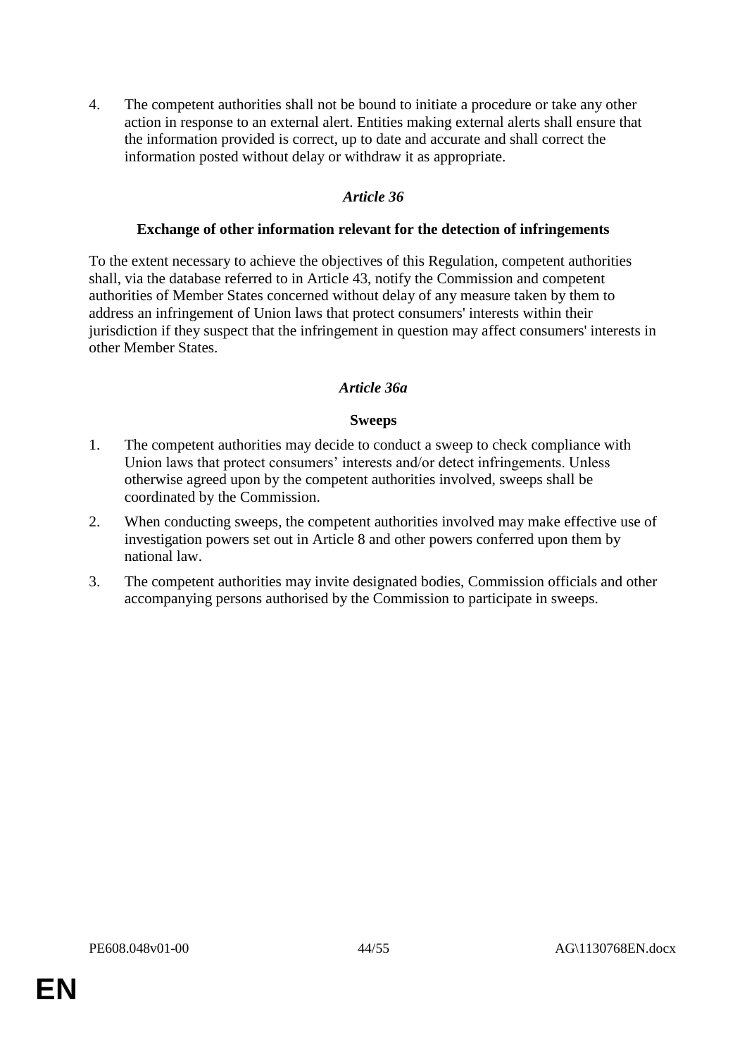4. The competent authorities shall not be bound to initiate a procedure or take any other action in response to an external alert. Entities making external alerts shall ensure that the information provided is correct, up to date and accurate and shall correct the information posted without delay or withdraw it as appropriate.

### *Article 36*

**Exchange of other information relevant for the detection of infringements**

To the extent necessary to achieve the objectives of this Regulation, competent authorities shall, via the database referred to in Article 43, notify the Commission and competent authorities of Member States concerned without delay of any measure taken by them to address an infringement of Union laws that protect consumers' interests within their jurisdiction if they suspect that the infringement in question may affect consumers' interests in other Member States.

### *Article 36a*

**Sweeps**

1. The competent authorities may decide to conduct a sweep to check compliance with Union laws that protect consumers' interests and/or detect infringements. Unless otherwise agreed upon by the competent authorities involved, sweeps shall be coordinated by the Commission.
2. When conducting sweeps, the competent authorities involved may make effective use of investigation powers set out in Article 8 and other powers conferred upon them by national law.
3. The competent authorities may invite designated bodies, Commission officials and other accompanying persons authorised by the Commission to participate in sweeps.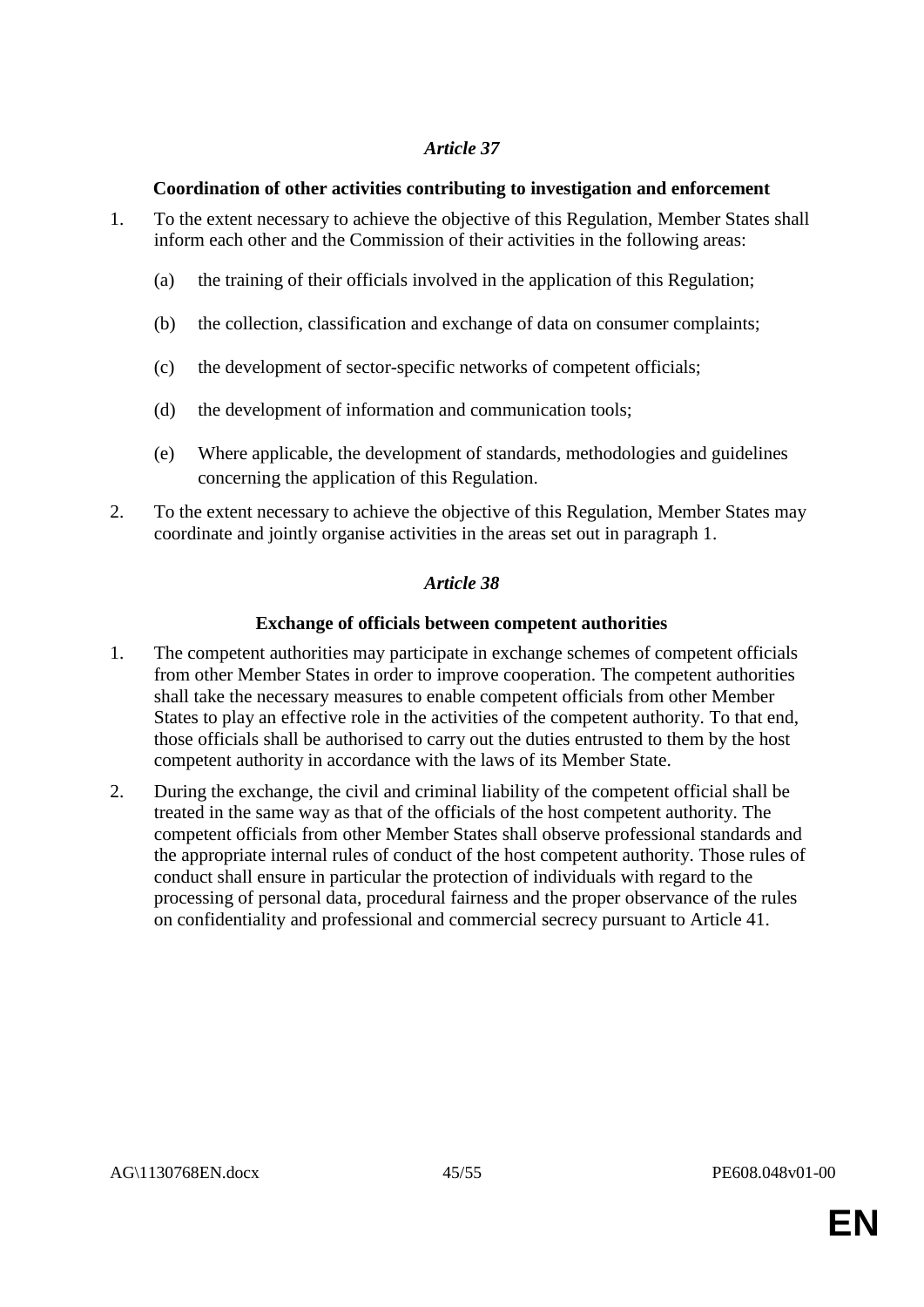### *Article 37*

**Coordination of other activities contributing to investigation and enforcement**

1. To the extent necessary to achieve the objective of this Regulation, Member States shall inform each other and the Commission of their activities in the following areas:

   (a) the training of their officials involved in the application of this Regulation;

   (b) the collection, classification and exchange of data on consumer complaints;

   (c) the development of sector-specific networks of competent officials;

   (d) the development of information and communication tools;

   (e) Where applicable, the development of standards, methodologies and guidelines concerning the application of this Regulation.

2. To the extent necessary to achieve the objective of this Regulation, Member States may coordinate and jointly organise activities in the areas set out in paragraph 1.

### *Article 38*

**Exchange of officials between competent authorities**

1. The competent authorities may participate in exchange schemes of competent officials from other Member States in order to improve cooperation. The competent authorities shall take the necessary measures to enable competent officials from other Member States to play an effective role in the activities of the competent authority. To that end, those officials shall be authorised to carry out the duties entrusted to them by the host competent authority in accordance with the laws of its Member State.

2. During the exchange, the civil and criminal liability of the competent official shall be treated in the same way as that of the officials of the host competent authority. The competent officials from other Member States shall observe professional standards and the appropriate internal rules of conduct of the host competent authority. Those rules of conduct shall ensure in particular the protection of individuals with regard to the processing of personal data, procedural fairness and the proper observance of the rules on confidentiality and professional and commercial secrecy pursuant to Article 41.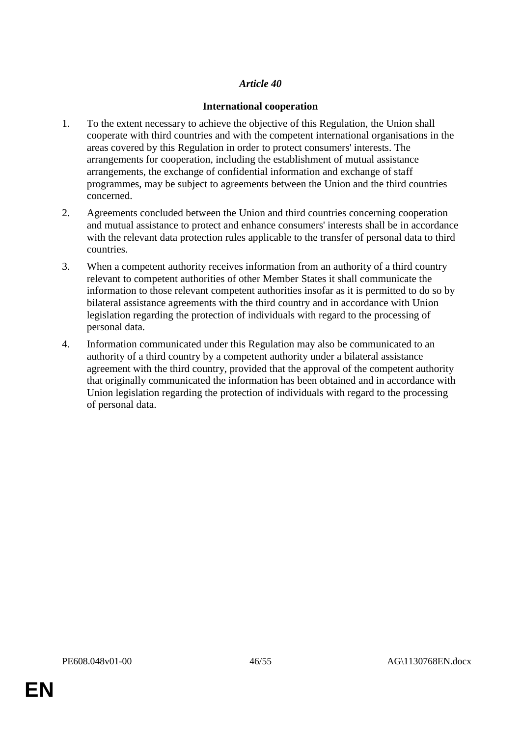*Article 40*

**International cooperation**

1. To the extent necessary to achieve the objective of this Regulation, the Union shall cooperate with third countries and with the competent international organisations in the areas covered by this Regulation in order to protect consumers' interests. The arrangements for cooperation, including the establishment of mutual assistance arrangements, the exchange of confidential information and exchange of staff programmes, may be subject to agreements between the Union and the third countries concerned.

2. Agreements concluded between the Union and third countries concerning cooperation and mutual assistance to protect and enhance consumers' interests shall be in accordance with the relevant data protection rules applicable to the transfer of personal data to third countries.

3. When a competent authority receives information from an authority of a third country relevant to competent authorities of other Member States it shall communicate the information to those relevant competent authorities insofar as it is permitted to do so by bilateral assistance agreements with the third country and in accordance with Union legislation regarding the protection of individuals with regard to the processing of personal data.

4. Information communicated under this Regulation may also be communicated to an authority of a third country by a competent authority under a bilateral assistance agreement with the third country, provided that the approval of the competent authority that originally communicated the information has been obtained and in accordance with Union legislation regarding the protection of individuals with regard to the processing of personal data.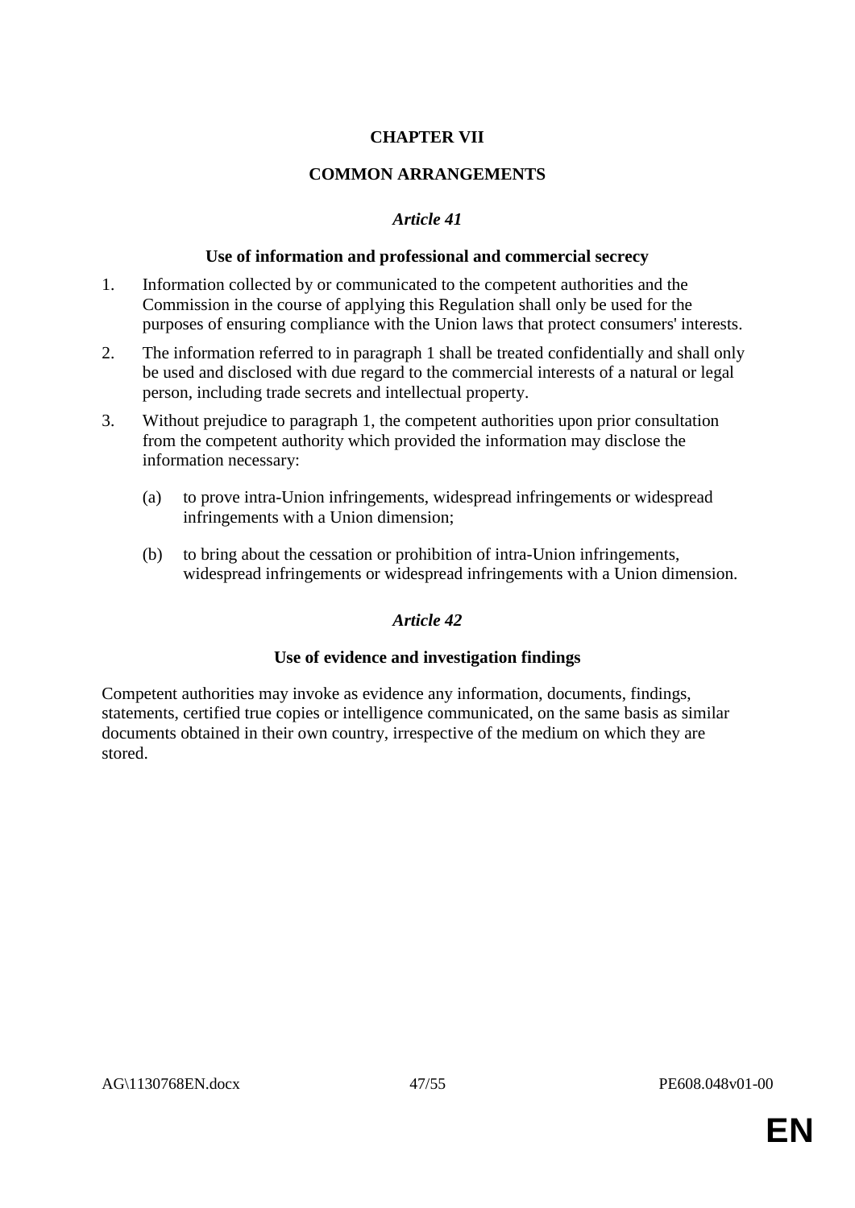## CHAPTER VII

## COMMON ARRANGEMENTS

### *Article 41*

#### Use of information and professional and commercial secrecy

1. Information collected by or communicated to the competent authorities and the Commission in the course of applying this Regulation shall only be used for the purposes of ensuring compliance with the Union laws that protect consumers' interests.

2. The information referred to in paragraph 1 shall be treated confidentially and shall only be used and disclosed with due regard to the commercial interests of a natural or legal person, including trade secrets and intellectual property.

3. Without prejudice to paragraph 1, the competent authorities upon prior consultation from the competent authority which provided the information may disclose the information necessary:

   (a) to prove intra-Union infringements, widespread infringements or widespread infringements with a Union dimension;

   (b) to bring about the cessation or prohibition of intra-Union infringements, widespread infringements or widespread infringements with a Union dimension.

### *Article 42*

#### Use of evidence and investigation findings

Competent authorities may invoke as evidence any information, documents, findings, statements, certified true copies or intelligence communicated, on the same basis as similar documents obtained in their own country, irrespective of the medium on which they are stored.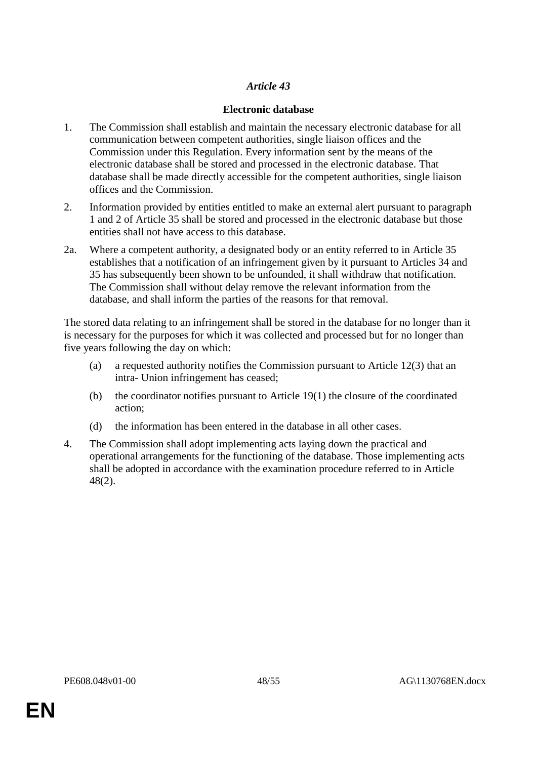*Article 43*

**Electronic database**

1. The Commission shall establish and maintain the necessary electronic database for all communication between competent authorities, single liaison offices and the Commission under this Regulation. Every information sent by the means of the electronic database shall be stored and processed in the electronic database. That database shall be made directly accessible for the competent authorities, single liaison offices and the Commission.

2. Information provided by entities entitled to make an external alert pursuant to paragraph 1 and 2 of Article 35 shall be stored and processed in the electronic database but those entities shall not have access to this database.

2a. Where a competent authority, a designated body or an entity referred to in Article 35 establishes that a notification of an infringement given by it pursuant to Articles 34 and 35 has subsequently been shown to be unfounded, it shall withdraw that notification. The Commission shall without delay remove the relevant information from the database, and shall inform the parties of the reasons for that removal.

The stored data relating to an infringement shall be stored in the database for no longer than it is necessary for the purposes for which it was collected and processed but for no longer than five years following the day on which:

(a) a requested authority notifies the Commission pursuant to Article 12(3) that an intra- Union infringement has ceased;

(b) the coordinator notifies pursuant to Article 19(1) the closure of the coordinated action;

(d) the information has been entered in the database in all other cases.

4. The Commission shall adopt implementing acts laying down the practical and operational arrangements for the functioning of the database. Those implementing acts shall be adopted in accordance with the examination procedure referred to in Article 48(2).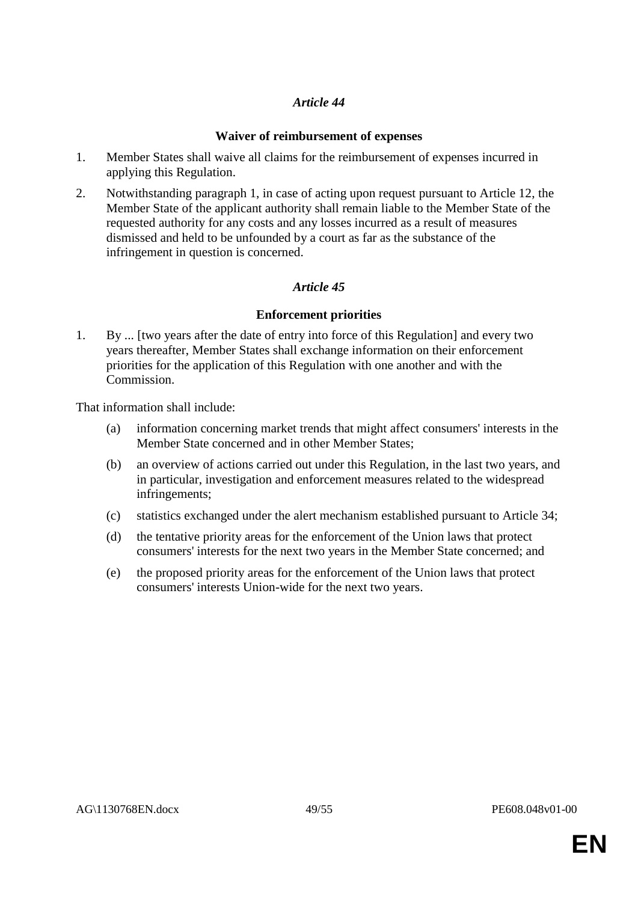*Article 44*

**Waiver of reimbursement of expenses**

1. Member States shall waive all claims for the reimbursement of expenses incurred in applying this Regulation.

2. Notwithstanding paragraph 1, in case of acting upon request pursuant to Article 12, the Member State of the applicant authority shall remain liable to the Member State of the requested authority for any costs and any losses incurred as a result of measures dismissed and held to be unfounded by a court as far as the substance of the infringement in question is concerned.

*Article 45*

**Enforcement priorities**

1. By ... [two years after the date of entry into force of this Regulation] and every two years thereafter, Member States shall exchange information on their enforcement priorities for the application of this Regulation with one another and with the Commission.

That information shall include:

(a) information concerning market trends that might affect consumers' interests in the Member State concerned and in other Member States;

(b) an overview of actions carried out under this Regulation, in the last two years, and in particular, investigation and enforcement measures related to the widespread infringements;

(c) statistics exchanged under the alert mechanism established pursuant to Article 34;

(d) the tentative priority areas for the enforcement of the Union laws that protect consumers' interests for the next two years in the Member State concerned; and

(e) the proposed priority areas for the enforcement of the Union laws that protect consumers' interests Union-wide for the next two years.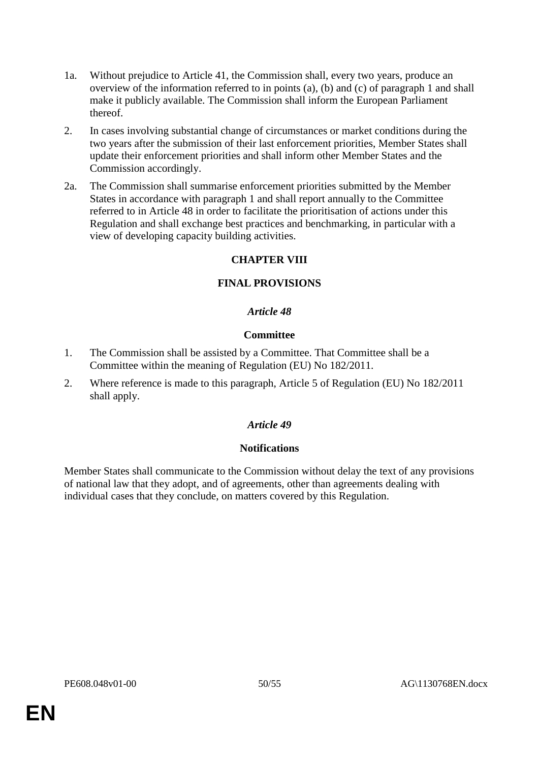1a. Without prejudice to Article 41, the Commission shall, every two years, produce an overview of the information referred to in points (a), (b) and (c) of paragraph 1 and shall make it publicly available. The Commission shall inform the European Parliament thereof.

2. In cases involving substantial change of circumstances or market conditions during the two years after the submission of their last enforcement priorities, Member States shall update their enforcement priorities and shall inform other Member States and the Commission accordingly.

2a. The Commission shall summarise enforcement priorities submitted by the Member States in accordance with paragraph 1 and shall report annually to the Committee referred to in Article 48 in order to facilitate the prioritisation of actions under this Regulation and shall exchange best practices and benchmarking, in particular with a view of developing capacity building activities.

## CHAPTER VIII

## FINAL PROVISIONS

### *Article 48*

### Committee

1. The Commission shall be assisted by a Committee. That Committee shall be a Committee within the meaning of Regulation (EU) No 182/2011.

2. Where reference is made to this paragraph, Article 5 of Regulation (EU) No 182/2011 shall apply.

### *Article 49*

### Notifications

Member States shall communicate to the Commission without delay the text of any provisions of national law that they adopt, and of agreements, other than agreements dealing with individual cases that they conclude, on matters covered by this Regulation.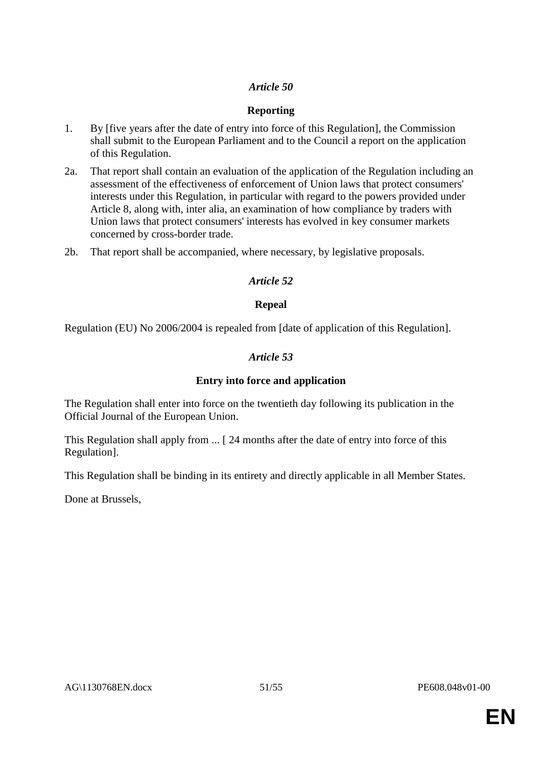*Article 50*

**Reporting**

1. By [five years after the date of entry into force of this Regulation], the Commission shall submit to the European Parliament and to the Council a report on the application of this Regulation.

2a. That report shall contain an evaluation of the application of the Regulation including an assessment of the effectiveness of enforcement of Union laws that protect consumers' interests under this Regulation, in particular with regard to the powers provided under Article 8, along with, inter alia, an examination of how compliance by traders with Union laws that protect consumers' interests has evolved in key consumer markets concerned by cross-border trade.

2b. That report shall be accompanied, where necessary, by legislative proposals.

*Article 52*

**Repeal**

Regulation (EU) No 2006/2004 is repealed from [date of application of this Regulation].

*Article 53*

**Entry into force and application**

The Regulation shall enter into force on the twentieth day following its publication in the Official Journal of the European Union.

This Regulation shall apply from ... [ 24 months after the date of entry into force of this Regulation].

This Regulation shall be binding in its entirety and directly applicable in all Member States.

Done at Brussels,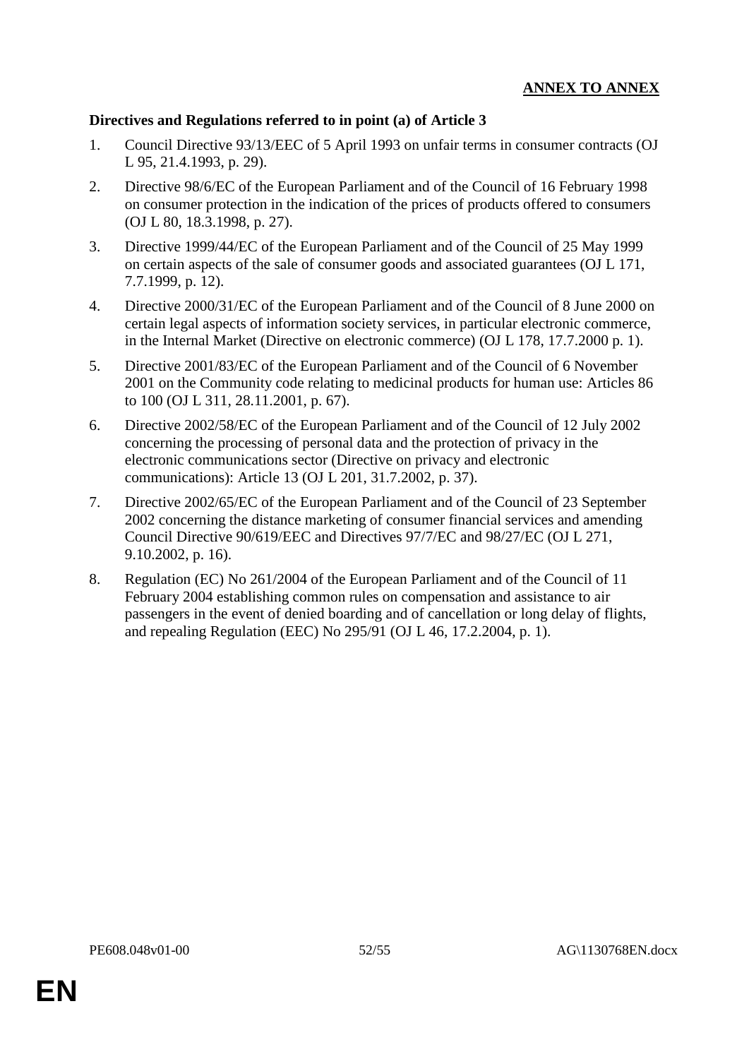**ANNEX TO ANNEX**

**Directives and Regulations referred to in point (a) of Article 3**

1. Council Directive 93/13/EEC of 5 April 1993 on unfair terms in consumer contracts (OJ L 95, 21.4.1993, p. 29).

2. Directive 98/6/EC of the European Parliament and of the Council of 16 February 1998 on consumer protection in the indication of the prices of products offered to consumers (OJ L 80, 18.3.1998, p. 27).

3. Directive 1999/44/EC of the European Parliament and of the Council of 25 May 1999 on certain aspects of the sale of consumer goods and associated guarantees (OJ L 171, 7.7.1999, p. 12).

4. Directive 2000/31/EC of the European Parliament and of the Council of 8 June 2000 on certain legal aspects of information society services, in particular electronic commerce, in the Internal Market (Directive on electronic commerce) (OJ L 178, 17.7.2000 p. 1).

5. Directive 2001/83/EC of the European Parliament and of the Council of 6 November 2001 on the Community code relating to medicinal products for human use: Articles 86 to 100 (OJ L 311, 28.11.2001, p. 67).

6. Directive 2002/58/EC of the European Parliament and of the Council of 12 July 2002 concerning the processing of personal data and the protection of privacy in the electronic communications sector (Directive on privacy and electronic communications): Article 13 (OJ L 201, 31.7.2002, p. 37).

7. Directive 2002/65/EC of the European Parliament and of the Council of 23 September 2002 concerning the distance marketing of consumer financial services and amending Council Directive 90/619/EEC and Directives 97/7/EC and 98/27/EC (OJ L 271, 9.10.2002, p. 16).

8. Regulation (EC) No 261/2004 of the European Parliament and of the Council of 11 February 2004 establishing common rules on compensation and assistance to air passengers in the event of denied boarding and of cancellation or long delay of flights, and repealing Regulation (EEC) No 295/91 (OJ L 46, 17.2.2004, p. 1).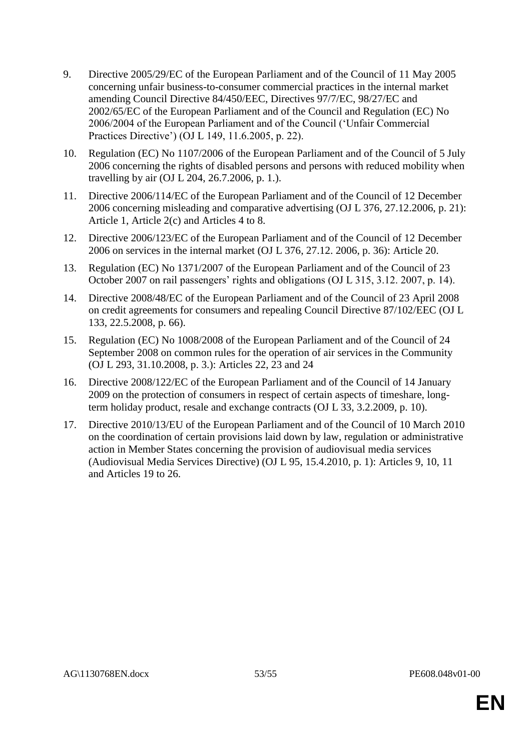9. Directive 2005/29/EC of the European Parliament and of the Council of 11 May 2005 concerning unfair business-to-consumer commercial practices in the internal market amending Council Directive 84/450/EEC, Directives 97/7/EC, 98/27/EC and 2002/65/EC of the European Parliament and of the Council and Regulation (EC) No 2006/2004 of the European Parliament and of the Council ('Unfair Commercial Practices Directive') (OJ L 149, 11.6.2005, p. 22).

10. Regulation (EC) No 1107/2006 of the European Parliament and of the Council of 5 July 2006 concerning the rights of disabled persons and persons with reduced mobility when travelling by air (OJ L 204, 26.7.2006, p. 1.).

11. Directive 2006/114/EC of the European Parliament and of the Council of 12 December 2006 concerning misleading and comparative advertising (OJ L 376, 27.12.2006, p. 21): Article 1, Article 2(c) and Articles 4 to 8.

12. Directive 2006/123/EC of the European Parliament and of the Council of 12 December 2006 on services in the internal market (OJ L 376, 27.12. 2006, p. 36): Article 20.

13. Regulation (EC) No 1371/2007 of the European Parliament and of the Council of 23 October 2007 on rail passengers' rights and obligations (OJ L 315, 3.12. 2007, p. 14).

14. Directive 2008/48/EC of the European Parliament and of the Council of 23 April 2008 on credit agreements for consumers and repealing Council Directive 87/102/EEC (OJ L 133, 22.5.2008, p. 66).

15. Regulation (EC) No 1008/2008 of the European Parliament and of the Council of 24 September 2008 on common rules for the operation of air services in the Community (OJ L 293, 31.10.2008, p. 3.): Articles 22, 23 and 24

16. Directive 2008/122/EC of the European Parliament and of the Council of 14 January 2009 on the protection of consumers in respect of certain aspects of timeshare, long-term holiday product, resale and exchange contracts (OJ L 33, 3.2.2009, p. 10).

17. Directive 2010/13/EU of the European Parliament and of the Council of 10 March 2010 on the coordination of certain provisions laid down by law, regulation or administrative action in Member States concerning the provision of audiovisual media services (Audiovisual Media Services Directive) (OJ L 95, 15.4.2010, p. 1): Articles 9, 10, 11 and Articles 19 to 26.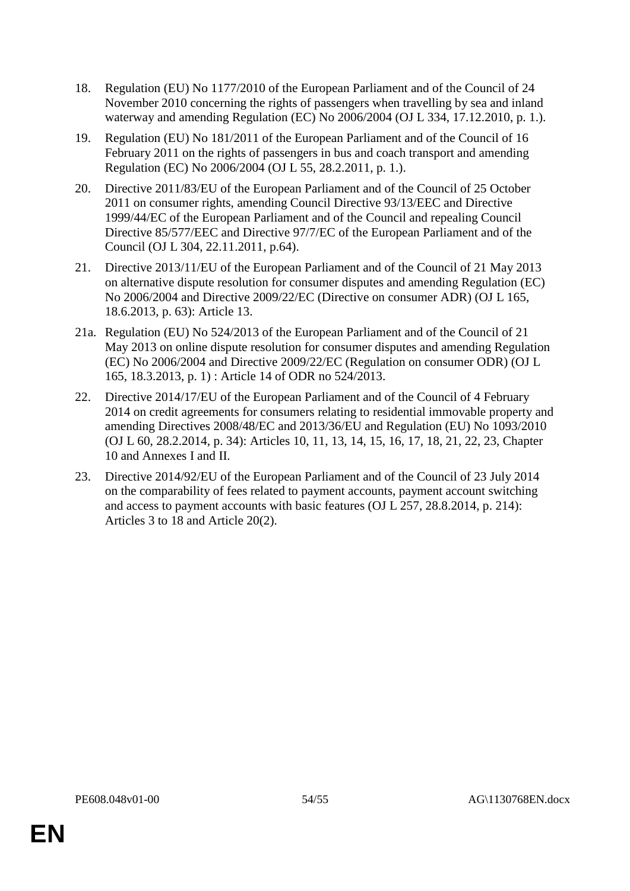18. Regulation (EU) No 1177/2010 of the European Parliament and of the Council of 24 November 2010 concerning the rights of passengers when travelling by sea and inland waterway and amending Regulation (EC) No 2006/2004 (OJ L 334, 17.12.2010, p. 1.).

19. Regulation (EU) No 181/2011 of the European Parliament and of the Council of 16 February 2011 on the rights of passengers in bus and coach transport and amending Regulation (EC) No 2006/2004 (OJ L 55, 28.2.2011, p. 1.).

20. Directive 2011/83/EU of the European Parliament and of the Council of 25 October 2011 on consumer rights, amending Council Directive 93/13/EEC and Directive 1999/44/EC of the European Parliament and of the Council and repealing Council Directive 85/577/EEC and Directive 97/7/EC of the European Parliament and of the Council (OJ L 304, 22.11.2011, p.64).

21. Directive 2013/11/EU of the European Parliament and of the Council of 21 May 2013 on alternative dispute resolution for consumer disputes and amending Regulation (EC) No 2006/2004 and Directive 2009/22/EC (Directive on consumer ADR) (OJ L 165, 18.6.2013, p. 63): Article 13.

21a. Regulation (EU) No 524/2013 of the European Parliament and of the Council of 21 May 2013 on online dispute resolution for consumer disputes and amending Regulation (EC) No 2006/2004 and Directive 2009/22/EC (Regulation on consumer ODR) (OJ L 165, 18.3.2013, p. 1) : Article 14 of ODR no 524/2013.

22. Directive 2014/17/EU of the European Parliament and of the Council of 4 February 2014 on credit agreements for consumers relating to residential immovable property and amending Directives 2008/48/EC and 2013/36/EU and Regulation (EU) No 1093/2010 (OJ L 60, 28.2.2014, p. 34): Articles 10, 11, 13, 14, 15, 16, 17, 18, 21, 22, 23, Chapter 10 and Annexes I and II.

23. Directive 2014/92/EU of the European Parliament and of the Council of 23 July 2014 on the comparability of fees related to payment accounts, payment account switching and access to payment accounts with basic features (OJ L 257, 28.8.2014, p. 214): Articles 3 to 18 and Article 20(2).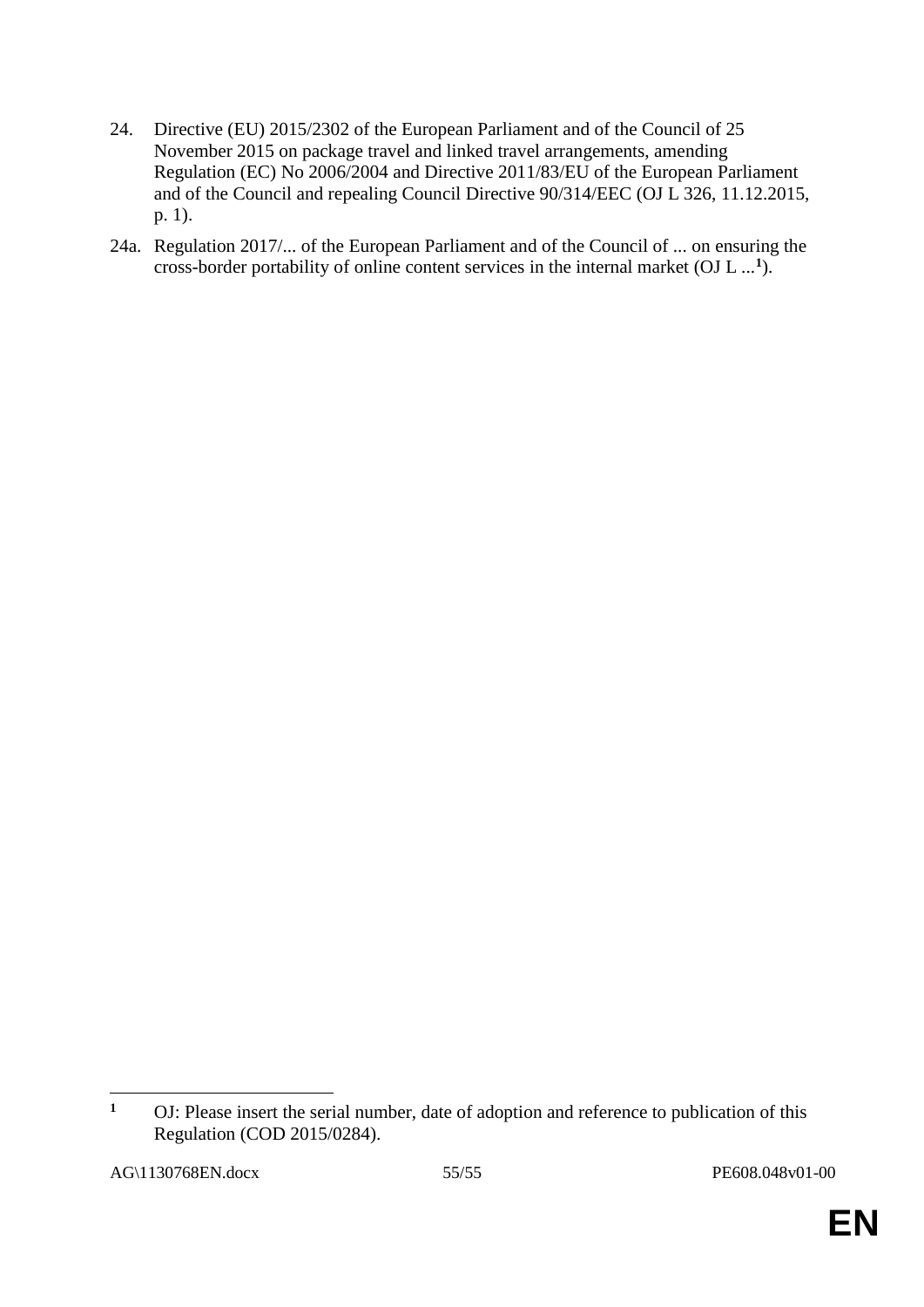24. Directive (EU) 2015/2302 of the European Parliament and of the Council of 25 November 2015 on package travel and linked travel arrangements, amending Regulation (EC) No 2006/2004 and Directive 2011/83/EU of the European Parliament and of the Council and repealing Council Directive 90/314/EEC (OJ L 326, 11.12.2015, p. 1).

24a. Regulation 2017/... of the European Parliament and of the Council of ... on ensuring the cross-border portability of online content services in the internal market (OJ L ...[1]).

---

[1] OJ: Please insert the serial number, date of adoption and reference to publication of this Regulation (COD 2015/0284).